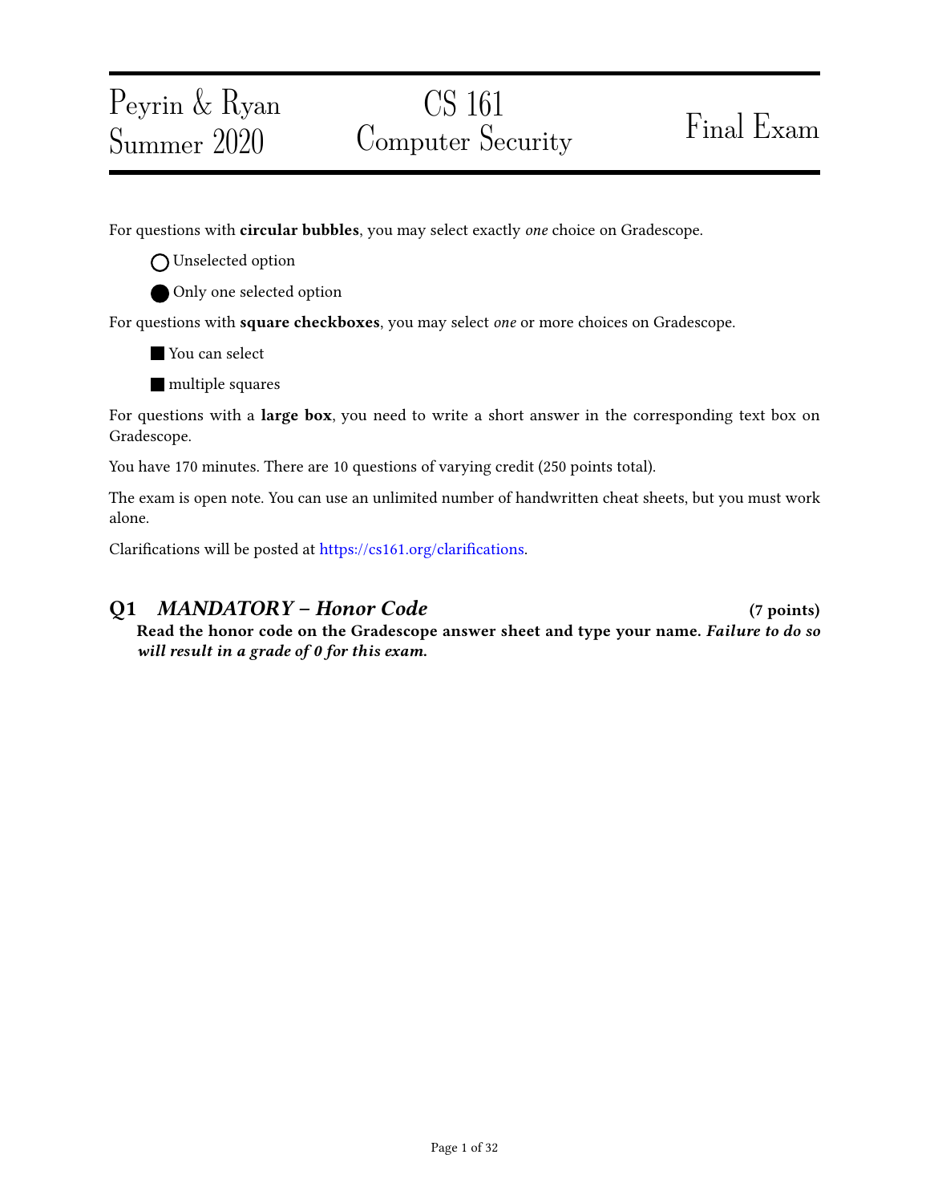Peyrin & Ryan
Summer 2020

# CS 161 Computer Security

# Final Exam

For questions with **circular bubbles**, you may select exactly *one* choice on Gradescope.

◯ Unselected option

⬤ Only one selected option

For questions with **square checkboxes**, you may select *one* or more choices on Gradescope.

■ You can select

■ multiple squares

For questions with a **large box**, you need to write a short answer in the corresponding text box on Gradescope.

You have 170 minutes. There are 10 questions of varying credit (250 points total).

The exam is open note. You can use an unlimited number of handwritten cheat sheets, but you must work alone.

Clarifications will be posted at https://cs161.org/clarifications.

## Q1 *MANDATORY – Honor Code* (7 points)

**Read the honor code on the Gradescope answer sheet and type your name.** ***Failure to do so will result in a grade of 0 for this exam.***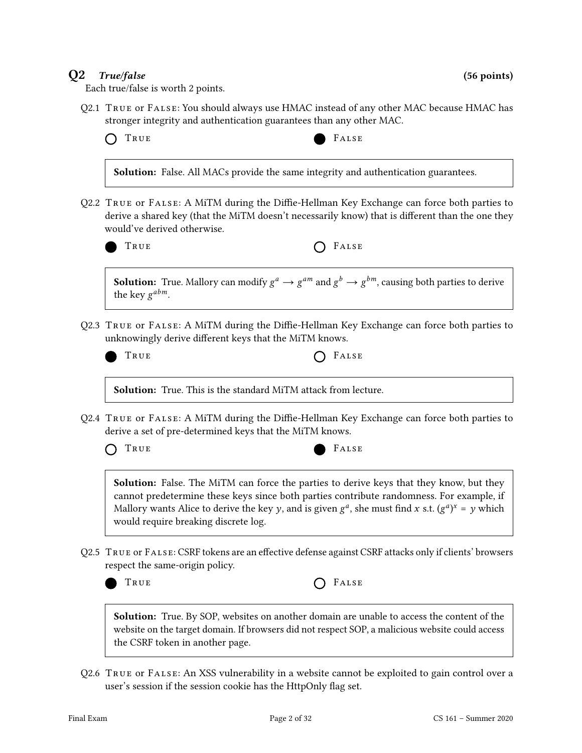## Q2 *True/false* (56 points)

Each true/false is worth 2 points.

Q2.1 TRUE or FALSE: You should always use HMAC instead of any other MAC because HMAC has stronger integrity and authentication guarantees than any other MAC.

○ TRUE ● FALSE

**Solution:** False. All MACs provide the same integrity and authentication guarantees.

Q2.2 TRUE or FALSE: A MiTM during the Diffie-Hellman Key Exchange can force both parties to derive a shared key (that the MiTM doesn't necessarily know) that is different than the one they would've derived otherwise.

● TRUE ○ FALSE

**Solution:** True. Mallory can modify $g^a \rightarrow g^{am}$ and $g^b \rightarrow g^{bm}$, causing both parties to derive the key $g^{abm}$.

Q2.3 TRUE or FALSE: A MiTM during the Diffie-Hellman Key Exchange can force both parties to unknowingly derive different keys that the MiTM knows.

● TRUE ○ FALSE

**Solution:** True. This is the standard MiTM attack from lecture.

Q2.4 TRUE or FALSE: A MiTM during the Diffie-Hellman Key Exchange can force both parties to derive a set of pre-determined keys that the MiTM knows.

○ TRUE ● FALSE

**Solution:** False. The MiTM can force the parties to derive keys that they know, but they cannot predetermine these keys since both parties contribute randomness. For example, if Mallory wants Alice to derive the key $y$, and is given $g^a$, she must find $x$ s.t. $(g^a)^x = y$ which would require breaking discrete log.

Q2.5 TRUE or FALSE: CSRF tokens are an effective defense against CSRF attacks only if clients' browsers respect the same-origin policy.

● TRUE ○ FALSE

**Solution:** True. By SOP, websites on another domain are unable to access the content of the website on the target domain. If browsers did not respect SOP, a malicious website could access the CSRF token in another page.

Q2.6 TRUE or FALSE: An XSS vulnerability in a website cannot be exploited to gain control over a user's session if the session cookie has the HttpOnly flag set.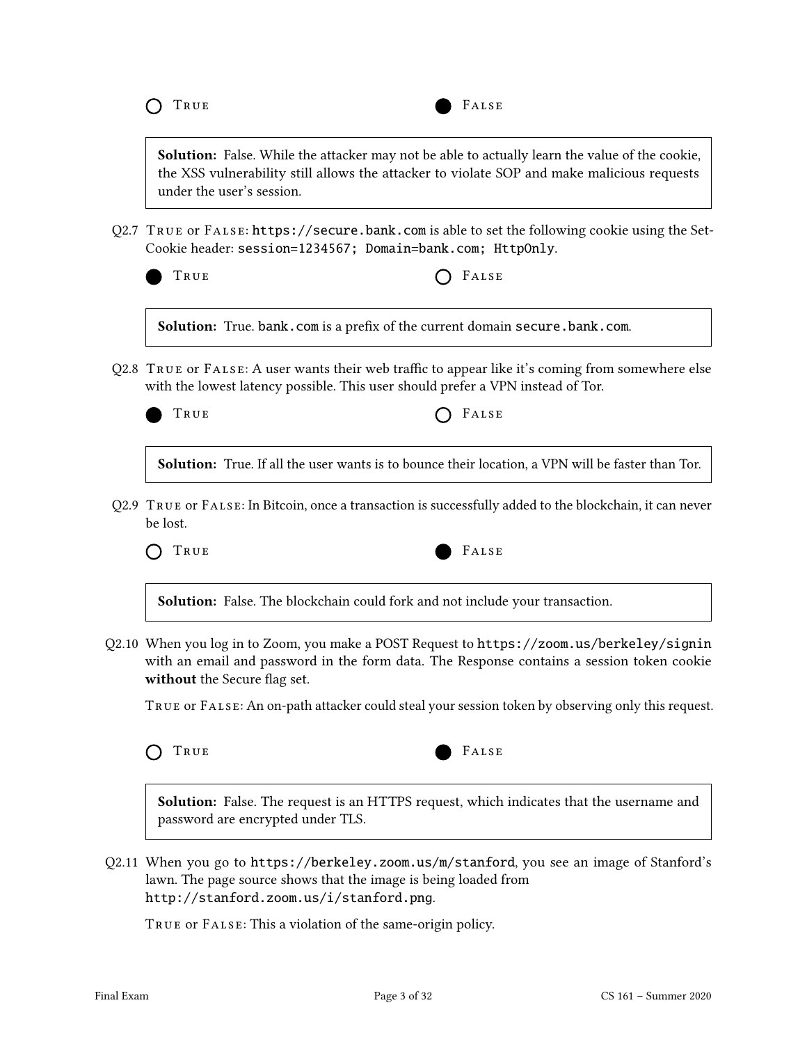○ TRUE ● FALSE

**Solution:** False. While the attacker may not be able to actually learn the value of the cookie, the XSS vulnerability still allows the attacker to violate SOP and make malicious requests under the user's session.

Q2.7 TRUE or FALSE: `https://secure.bank.com` is able to set the following cookie using the Set-Cookie header: `session=1234567; Domain=bank.com; HttpOnly`.

● TRUE ○ FALSE

**Solution:** True. `bank.com` is a prefix of the current domain `secure.bank.com`.

Q2.8 TRUE or FALSE: A user wants their web traffic to appear like it's coming from somewhere else with the lowest latency possible. This user should prefer a VPN instead of Tor.

● TRUE ○ FALSE

**Solution:** True. If all the user wants is to bounce their location, a VPN will be faster than Tor.

Q2.9 TRUE or FALSE: In Bitcoin, once a transaction is successfully added to the blockchain, it can never be lost.

○ TRUE ● FALSE

**Solution:** False. The blockchain could fork and not include your transaction.

Q2.10 When you log in to Zoom, you make a POST Request to `https://zoom.us/berkeley/signin` with an email and password in the form data. The Response contains a session token cookie **without** the Secure flag set.

TRUE or FALSE: An on-path attacker could steal your session token by observing only this request.

○ TRUE ● FALSE

**Solution:** False. The request is an HTTPS request, which indicates that the username and password are encrypted under TLS.

Q2.11 When you go to `https://berkeley.zoom.us/m/stanford`, you see an image of Stanford's lawn. The page source shows that the image is being loaded from `http://stanford.zoom.us/i/stanford.png`.

TRUE or FALSE: This a violation of the same-origin policy.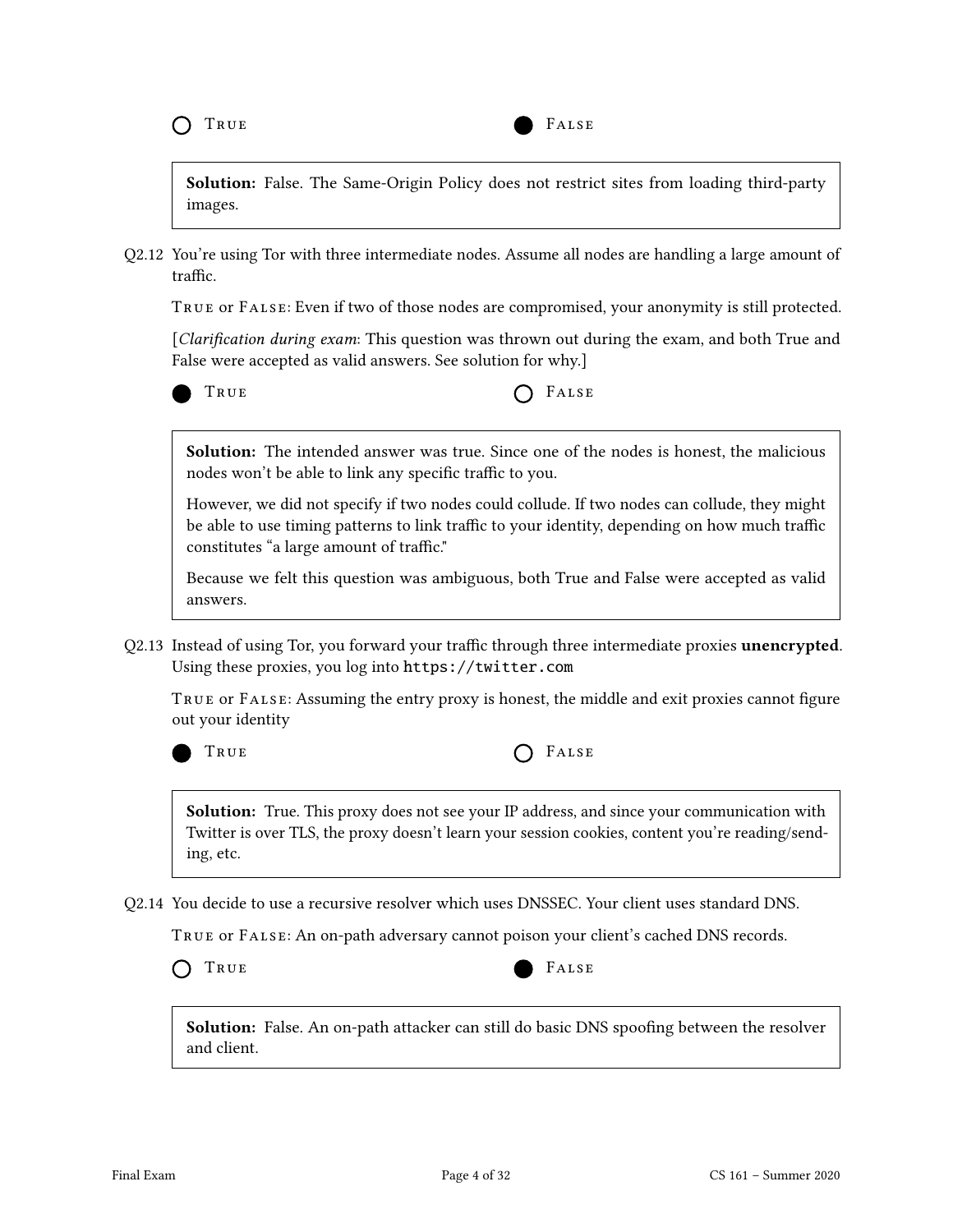○ True ● False

**Solution:** False. The Same-Origin Policy does not restrict sites from loading third-party images.

Q2.12 You're using Tor with three intermediate nodes. Assume all nodes are handling a large amount of traffic.

True or False: Even if two of those nodes are compromised, your anonymity is still protected.

[*Clarification during exam*: This question was thrown out during the exam, and both True and False were accepted as valid answers. See solution for why.]

● True ○ False

**Solution:** The intended answer was true. Since one of the nodes is honest, the malicious nodes won't be able to link any specific traffic to you.

However, we did not specify if two nodes could collude. If two nodes can collude, they might be able to use timing patterns to link traffic to your identity, depending on how much traffic constitutes "a large amount of traffic."

Because we felt this question was ambiguous, both True and False were accepted as valid answers.

Q2.13 Instead of using Tor, you forward your traffic through three intermediate proxies **unencrypted**. Using these proxies, you log into `https://twitter.com`

True or False: Assuming the entry proxy is honest, the middle and exit proxies cannot figure out your identity

● True ○ False

**Solution:** True. This proxy does not see your IP address, and since your communication with Twitter is over TLS, the proxy doesn't learn your session cookies, content you're reading/sending, etc.

Q2.14 You decide to use a recursive resolver which uses DNSSEC. Your client uses standard DNS.

True or False: An on-path adversary cannot poison your client's cached DNS records.

○ True ● False

**Solution:** False. An on-path attacker can still do basic DNS spoofing between the resolver and client.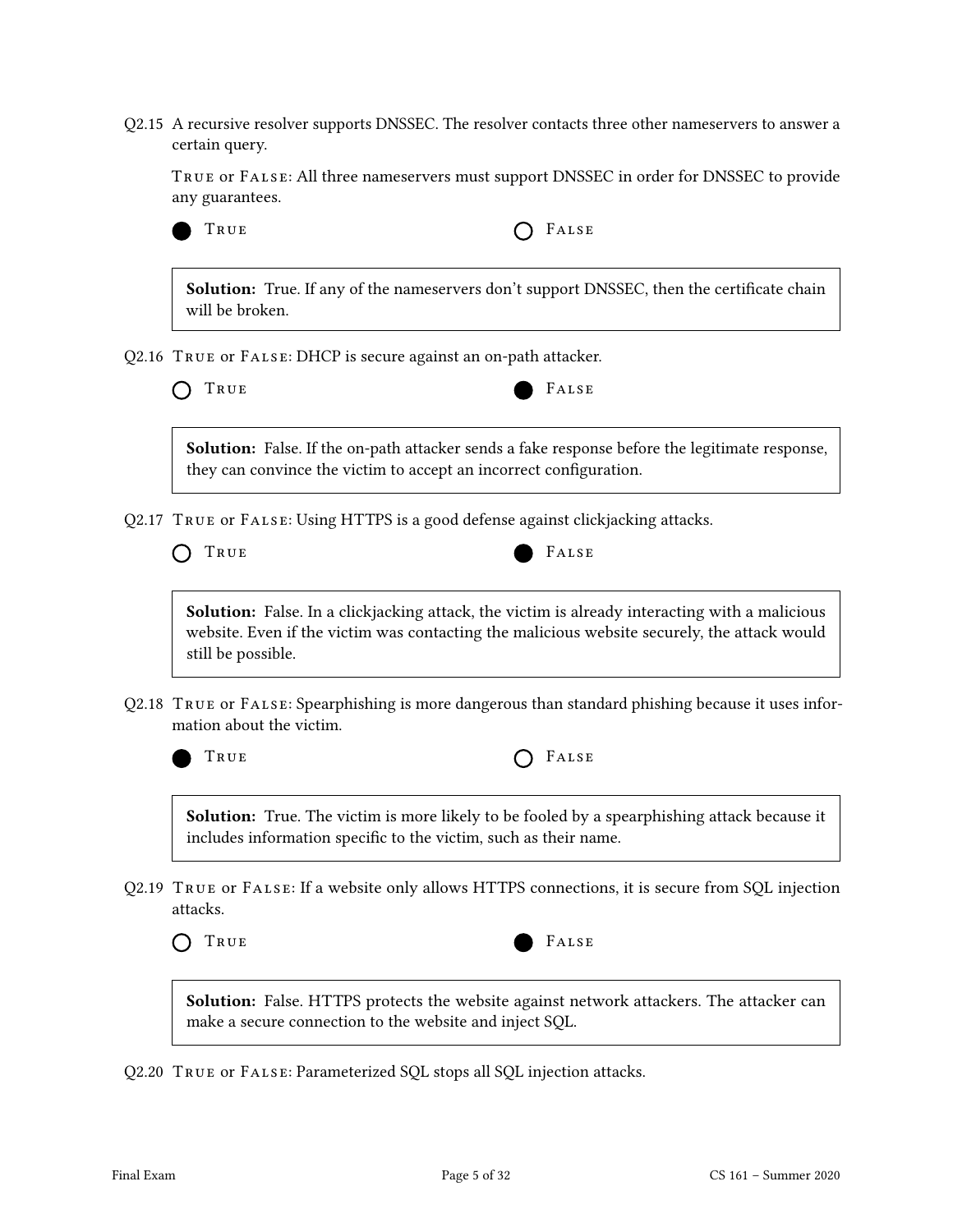Q2.15 A recursive resolver supports DNSSEC. The resolver contacts three other nameservers to answer a certain query.

TRUE or FALSE: All three nameservers must support DNSSEC in order for DNSSEC to provide any guarantees.

● TRUE ○ FALSE

**Solution:** True. If any of the nameservers don't support DNSSEC, then the certificate chain will be broken.

Q2.16 TRUE or FALSE: DHCP is secure against an on-path attacker.

○ TRUE ● FALSE

**Solution:** False. If the on-path attacker sends a fake response before the legitimate response, they can convince the victim to accept an incorrect configuration.

Q2.17 TRUE or FALSE: Using HTTPS is a good defense against clickjacking attacks.

○ TRUE ● FALSE

**Solution:** False. In a clickjacking attack, the victim is already interacting with a malicious website. Even if the victim was contacting the malicious website securely, the attack would still be possible.

Q2.18 TRUE or FALSE: Spearphishing is more dangerous than standard phishing because it uses information about the victim.

● TRUE ○ FALSE

**Solution:** True. The victim is more likely to be fooled by a spearphishing attack because it includes information specific to the victim, such as their name.

Q2.19 TRUE or FALSE: If a website only allows HTTPS connections, it is secure from SQL injection attacks.

○ TRUE ● FALSE

**Solution:** False. HTTPS protects the website against network attackers. The attacker can make a secure connection to the website and inject SQL.

Q2.20 TRUE or FALSE: Parameterized SQL stops all SQL injection attacks.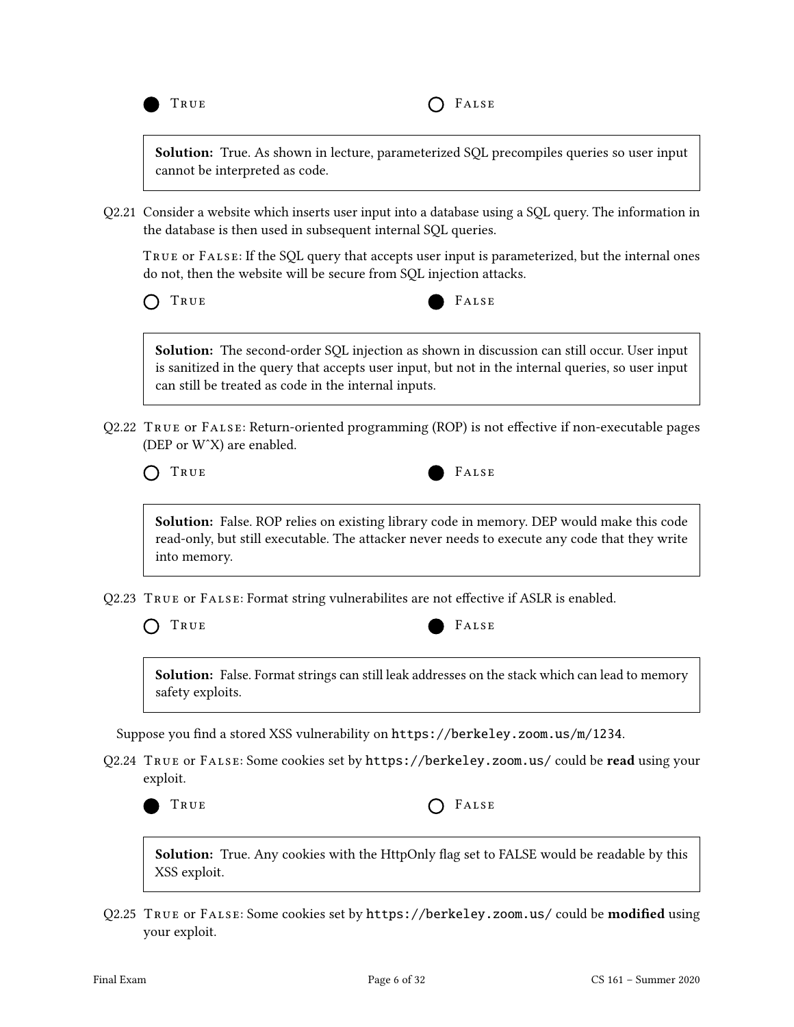● True ○ False

> **Solution:** True. As shown in lecture, parameterized SQL precompiles queries so user input cannot be interpreted as code.

Q2.21 Consider a website which inserts user input into a database using a SQL query. The information in the database is then used in subsequent internal SQL queries.

True or False: If the SQL query that accepts user input is parameterized, but the internal ones do not, then the website will be secure from SQL injection attacks.

○ True ● False

> **Solution:** The second-order SQL injection as shown in discussion can still occur. User input is sanitized in the query that accepts user input, but not in the internal queries, so user input can still be treated as code in the internal inputs.

Q2.22 True or False: Return-oriented programming (ROP) is not effective if non-executable pages (DEP or W^X) are enabled.

○ True ● False

> **Solution:** False. ROP relies on existing library code in memory. DEP would make this code read-only, but still executable. The attacker never needs to execute any code that they write into memory.

Q2.23 True or False: Format string vulnerabilites are not effective if ASLR is enabled.

○ True ● False

> **Solution:** False. Format strings can still leak addresses on the stack which can lead to memory safety exploits.

Suppose you find a stored XSS vulnerability on `https://berkeley.zoom.us/m/1234`.

Q2.24 True or False: Some cookies set by `https://berkeley.zoom.us/` could be **read** using your exploit.

● True ○ False

> **Solution:** True. Any cookies with the HttpOnly flag set to FALSE would be readable by this XSS exploit.

Q2.25 True or False: Some cookies set by `https://berkeley.zoom.us/` could be **modified** using your exploit.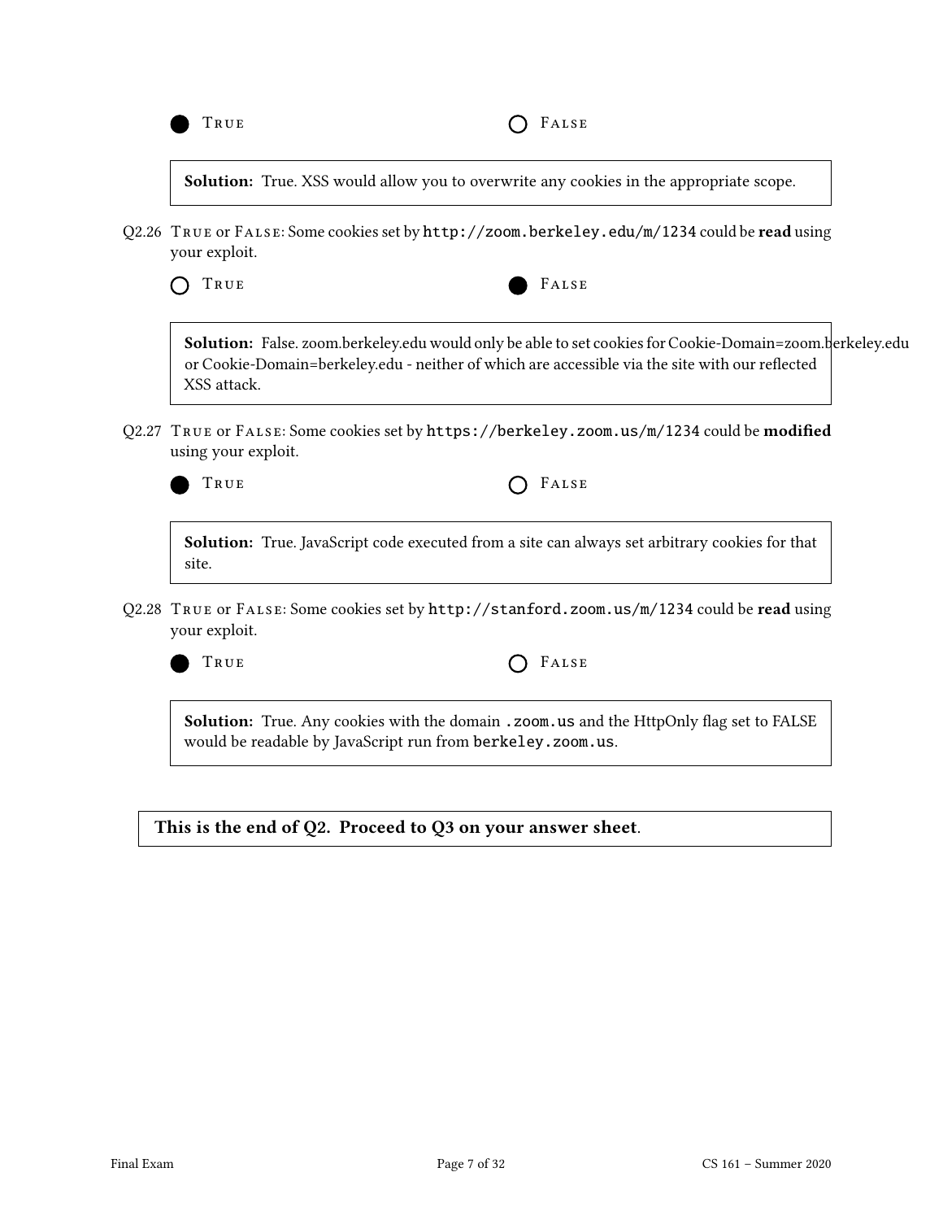● True ○ False

> **Solution:** True. XSS would allow you to overwrite any cookies in the appropriate scope.

Q2.26 True or False: Some cookies set by `http://zoom.berkeley.edu/m/1234` could be **read** using your exploit.

○ True ● False

> **Solution:** False. zoom.berkeley.edu would only be able to set cookies for Cookie-Domain=zoom.berkeley.edu or Cookie-Domain=berkeley.edu - neither of which are accessible via the site with our reflected XSS attack.

Q2.27 True or False: Some cookies set by `https://berkeley.zoom.us/m/1234` could be **modified** using your exploit.

● True ○ False

> **Solution:** True. JavaScript code executed from a site can always set arbitrary cookies for that site.

Q2.28 True or False: Some cookies set by `http://stanford.zoom.us/m/1234` could be **read** using your exploit.

● True ○ False

> **Solution:** True. Any cookies with the domain `.zoom.us` and the HttpOnly flag set to FALSE would be readable by JavaScript run from `berkeley.zoom.us`.

**This is the end of Q2. Proceed to Q3 on your answer sheet**.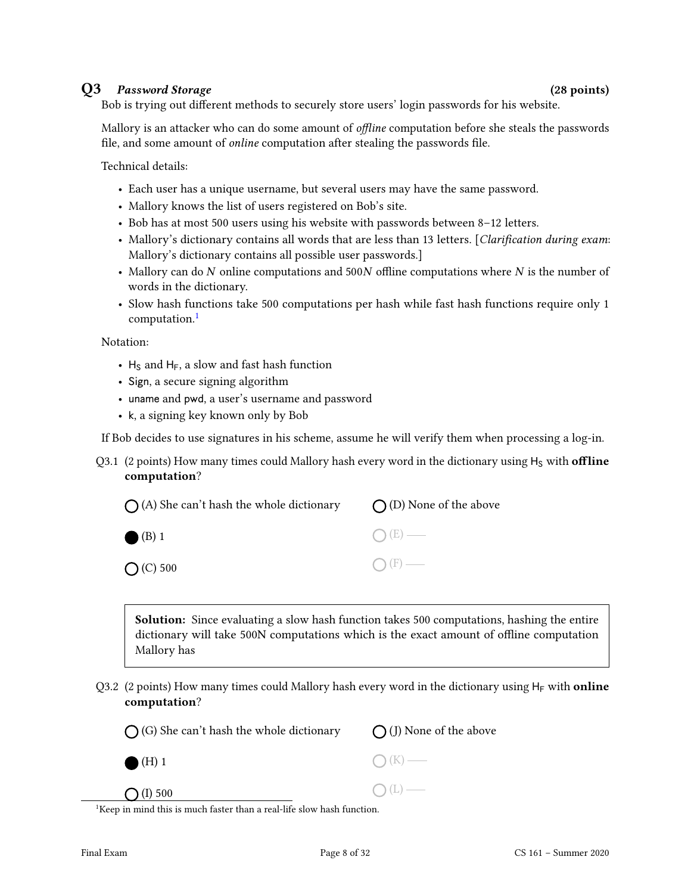## Q3 *Password Storage* (28 points)

Bob is trying out different methods to securely store users' login passwords for his website.

Mallory is an attacker who can do some amount of *offline* computation before she steals the passwords file, and some amount of *online* computation after stealing the passwords file.

Technical details:

- Each user has a unique username, but several users may have the same password.
- Mallory knows the list of users registered on Bob's site.
- Bob has at most 500 users using his website with passwords between 8–12 letters.
- Mallory's dictionary contains all words that are less than 13 letters. [*Clarification during exam*: Mallory's dictionary contains all possible user passwords.]
- Mallory can do $N$ online computations and $500N$ offline computations where $N$ is the number of words in the dictionary.
- Slow hash functions take 500 computations per hash while fast hash functions require only 1 computation.[1]

Notation:

- $\mathsf{H_S}$ and $\mathsf{H_F}$, a slow and fast hash function
- Sign, a secure signing algorithm
- uname and pwd, a user's username and password
- k, a signing key known only by Bob

If Bob decides to use signatures in his scheme, assume he will verify them when processing a log-in.

Q3.1 (2 points) How many times could Mallory hash every word in the dictionary using $\mathsf{H_S}$ with **offline computation**?

- ○ (A) She can't hash the whole dictionary
- ● (B) 1
- ○ (C) 500
- ○ (D) None of the above
- ○ (E) —
- ○ (F) —

**Solution:** Since evaluating a slow hash function takes 500 computations, hashing the entire dictionary will take 500N computations which is the exact amount of offline computation Mallory has

Q3.2 (2 points) How many times could Mallory hash every word in the dictionary using $\mathsf{H_F}$ with **online computation**?

- ○ (G) She can't hash the whole dictionary
- ● (H) 1
- ○ (I) 500
- ○ (J) None of the above
- ○ (K) —
- ○ (L) —

[1] Keep in mind this is much faster than a real-life slow hash function.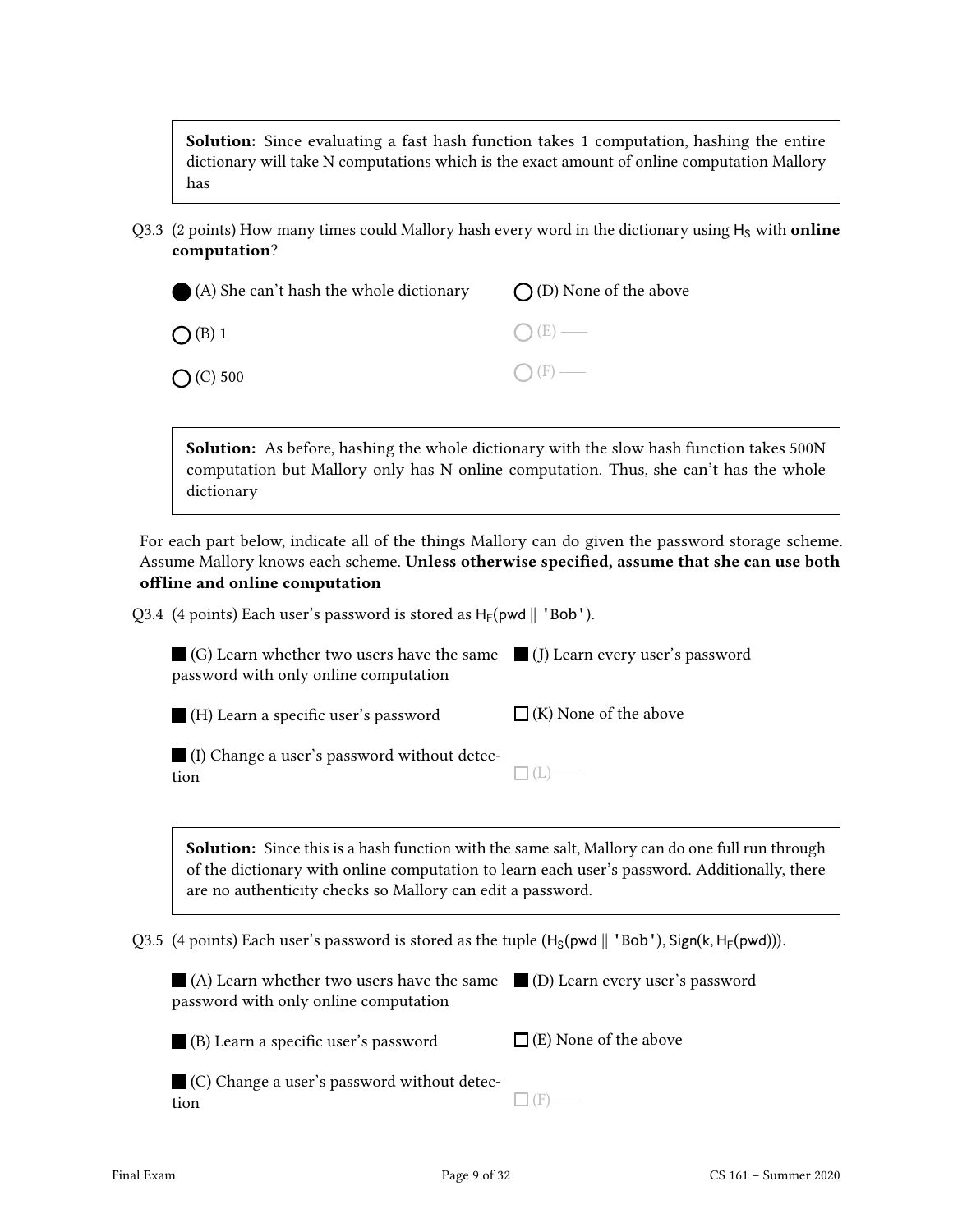> **Solution:** Since evaluating a fast hash function takes 1 computation, hashing the entire dictionary will take N computations which is the exact amount of online computation Mallory has

Q3.3 (2 points) How many times could Mallory hash every word in the dictionary using $\mathsf{H}_\mathsf{S}$ with **online computation**?

- ● (A) She can't hash the whole dictionary
- ○ (B) 1
- ○ (C) 500
- ○ (D) None of the above
- ○ (E) —
- ○ (F) —

> **Solution:** As before, hashing the whole dictionary with the slow hash function takes 500N computation but Mallory only has N online computation. Thus, she can't has the whole dictionary

For each part below, indicate all of the things Mallory can do given the password storage scheme. Assume Mallory knows each scheme. **Unless otherwise specified, assume that she can use both offline and online computation**

Q3.4 (4 points) Each user's password is stored as $\mathsf{H}_\mathsf{F}(\mathsf{pwd} \,\|\, \texttt{'Bob'})$.

- ■ (G) Learn whether two users have the same password with only online computation
- ■ (H) Learn a specific user's password
- ■ (I) Change a user's password without detection
- ■ (J) Learn every user's password
- □ (K) None of the above
- □ (L) —

> **Solution:** Since this is a hash function with the same salt, Mallory can do one full run through of the dictionary with online computation to learn each user's password. Additionally, there are no authenticity checks so Mallory can edit a password.

Q3.5 (4 points) Each user's password is stored as the tuple $(\mathsf{H}_\mathsf{S}(\mathsf{pwd} \,\|\, \texttt{'Bob'}), \mathsf{Sign}(\mathsf{k}, \mathsf{H}_\mathsf{F}(\mathsf{pwd})))$.

- ■ (A) Learn whether two users have the same password with only online computation
- ■ (B) Learn a specific user's password
- ■ (C) Change a user's password without detection
- ■ (D) Learn every user's password
- □ (E) None of the above
- □ (F) —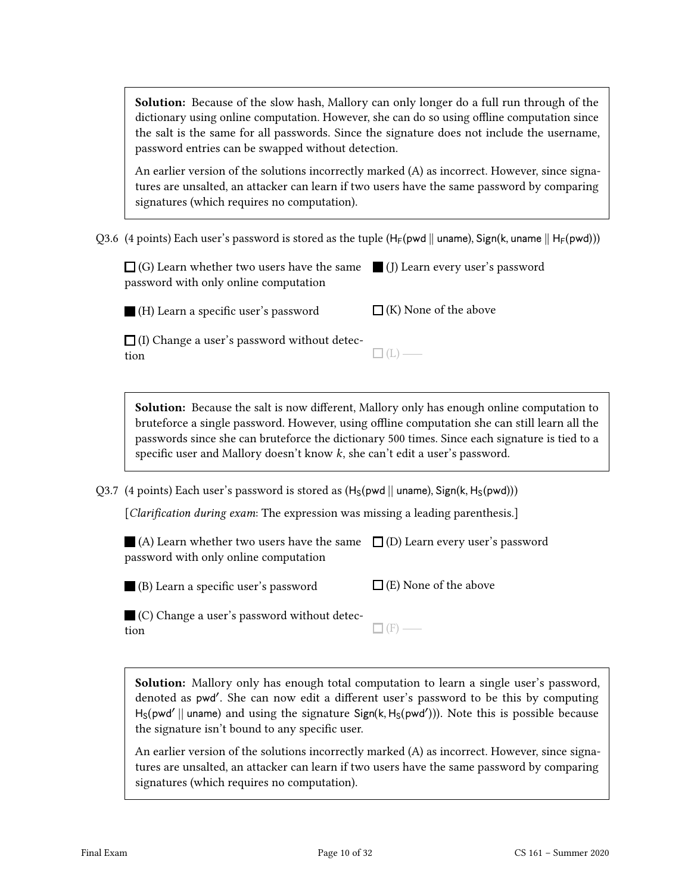**Solution:** Because of the slow hash, Mallory can only longer do a full run through of the dictionary using online computation. However, she can do so using offline computation since the salt is the same for all passwords. Since the signature does not include the username, password entries can be swapped without detection.

An earlier version of the solutions incorrectly marked (A) as incorrect. However, since signatures are unsalted, an attacker can learn if two users have the same password by comparing signatures (which requires no computation).

Q3.6 (4 points) Each user's password is stored as the tuple $(\mathsf{H_F}(\mathsf{pwd} \,\|\, \mathsf{uname}), \mathsf{Sign}(\mathsf{k}, \mathsf{uname} \,\|\, \mathsf{H_F}(\mathsf{pwd})))$

- ☐ (G) Learn whether two users have the same password with only online computation
- ■ (H) Learn a specific user's password
- ☐ (I) Change a user's password without detection
- ■ (J) Learn every user's password
- ☐ (K) None of the above
- ☐ (L) —

**Solution:** Because the salt is now different, Mallory only has enough online computation to bruteforce a single password. However, using offline computation she can still learn all the passwords since she can bruteforce the dictionary 500 times. Since each signature is tied to a specific user and Mallory doesn't know $k$, she can't edit a user's password.

Q3.7 (4 points) Each user's password is stored as $(\mathsf{H_S}(\mathsf{pwd} \,\|\, \mathsf{uname}), \mathsf{Sign}(\mathsf{k}, \mathsf{H_S}(\mathsf{pwd})))$

[*Clarification during exam*: The expression was missing a leading parenthesis.]

- ■ (A) Learn whether two users have the same password with only online computation
- ■ (B) Learn a specific user's password
- ■ (C) Change a user's password without detection
- ☐ (D) Learn every user's password
- ☐ (E) None of the above
- ☐ (F) —

**Solution:** Mallory only has enough total computation to learn a single user's password, denoted as $\mathsf{pwd}'$. She can now edit a different user's password to be this by computing $\mathsf{H_S}(\mathsf{pwd}' \,\|\, \mathsf{uname})$ and using the signature $\mathsf{Sign}(\mathsf{k}, \mathsf{H_S}(\mathsf{pwd}')))$. Note this is possible because the signature isn't bound to any specific user.

An earlier version of the solutions incorrectly marked (A) as incorrect. However, since signatures are unsalted, an attacker can learn if two users have the same password by comparing signatures (which requires no computation).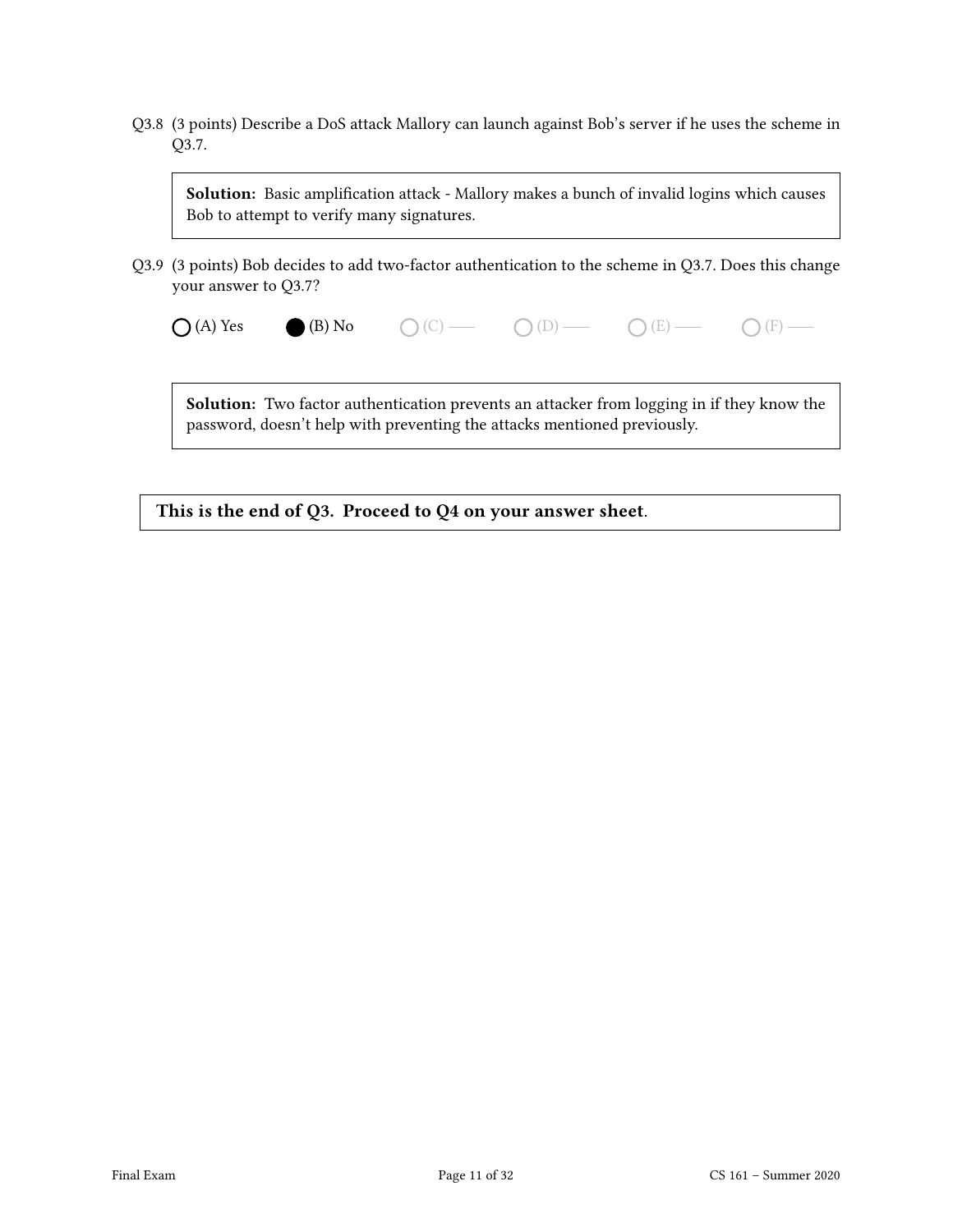Q3.8 (3 points) Describe a DoS attack Mallory can launch against Bob's server if he uses the scheme in Q3.7.

> **Solution:** Basic amplification attack - Mallory makes a bunch of invalid logins which causes Bob to attempt to verify many signatures.

Q3.9 (3 points) Bob decides to add two-factor authentication to the scheme in Q3.7. Does this change your answer to Q3.7?

○ (A) Yes ● (B) No ○ (C) — ○ (D) — ○ (E) — ○ (F) —

> **Solution:** Two factor authentication prevents an attacker from logging in if they know the password, doesn't help with preventing the attacks mentioned previously.

**This is the end of Q3. Proceed to Q4 on your answer sheet.**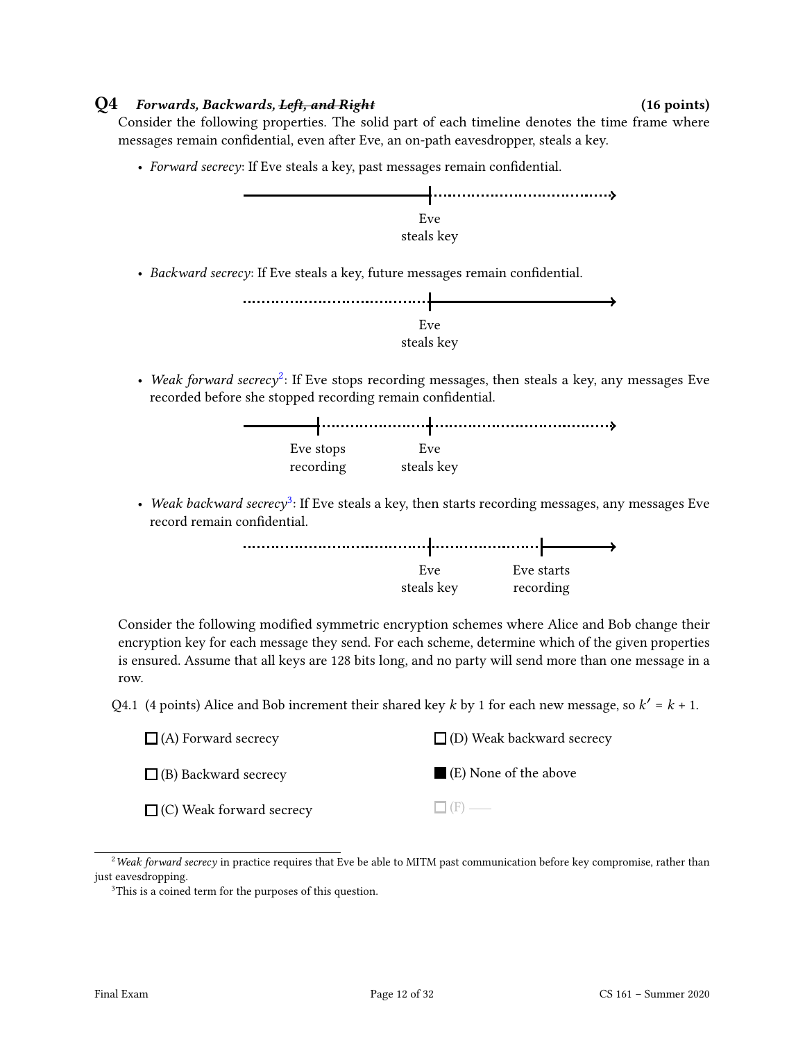## Q4 *Forwards, Backwards, ~~Left, and Right~~* (16 points)

Consider the following properties. The solid part of each timeline denotes the time frame where messages remain confidential, even after Eve, an on-path eavesdropper, steals a key.

- *Forward secrecy*: If Eve steals a key, past messages remain confidential.

Eve
steals key

- *Backward secrecy*: If Eve steals a key, future messages remain confidential.

Eve
steals key

- *Weak forward secrecy*[2]: If Eve stops recording messages, then steals a key, any messages Eve recorded before she stopped recording remain confidential.

Eve stops
recording

Eve
steals key

- *Weak backward secrecy*[3]: If Eve steals a key, then starts recording messages, any messages Eve record remain confidential.

Eve
steals key

Eve starts
recording

Consider the following modified symmetric encryption schemes where Alice and Bob change their encryption key for each message they send. For each scheme, determine which of the given properties is ensured. Assume that all keys are 128 bits long, and no party will send more than one message in a row.

Q4.1 (4 points) Alice and Bob increment their shared key $k$ by 1 for each new message, so $k' = k + 1$.

☐ (A) Forward secrecy

☐ (B) Backward secrecy

☐ (C) Weak forward secrecy

☐ (D) Weak backward secrecy

■ (E) None of the above

☐ (F) ——

---

[2] *Weak forward secrecy* in practice requires that Eve be able to MITM past communication before key compromise, rather than just eavesdropping.

[3] This is a coined term for the purposes of this question.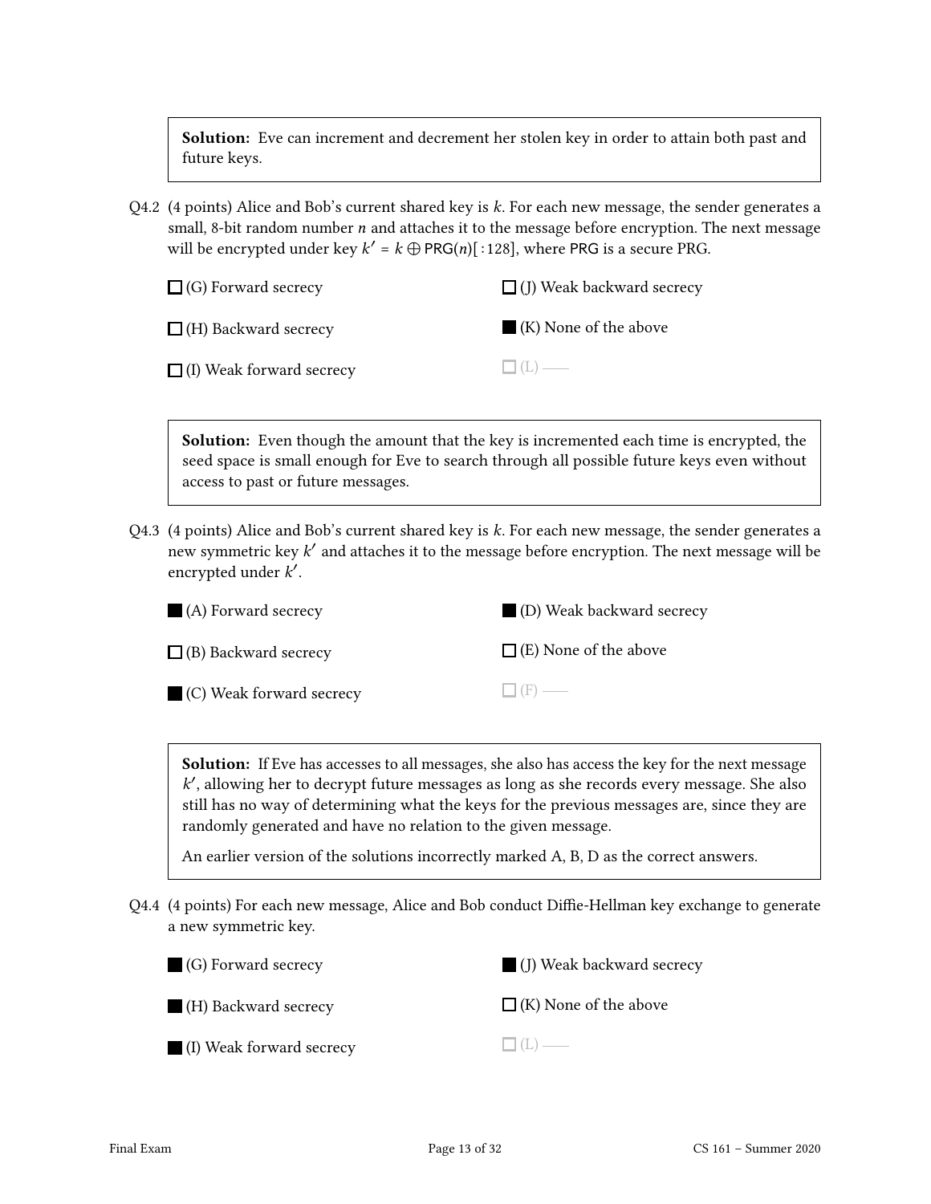**Solution:** Eve can increment and decrement her stolen key in order to attain both past and future keys.

Q4.2 (4 points) Alice and Bob's current shared key is $k$. For each new message, the sender generates a small, 8-bit random number $n$ and attaches it to the message before encryption. The next message will be encrypted under key $k' = k \oplus \mathsf{PRG}(n)[:128]$, where PRG is a secure PRG.

- ☐ (G) Forward secrecy
- ☐ (H) Backward secrecy
- ☐ (I) Weak forward secrecy
- ☐ (J) Weak backward secrecy
- ■ (K) None of the above
- ☐ (L) ——

**Solution:** Even though the amount that the key is incremented each time is encrypted, the seed space is small enough for Eve to search through all possible future keys even without access to past or future messages.

Q4.3 (4 points) Alice and Bob's current shared key is $k$. For each new message, the sender generates a new symmetric key $k'$ and attaches it to the message before encryption. The next message will be encrypted under $k'$.

- ■ (A) Forward secrecy
- ☐ (B) Backward secrecy
- ■ (C) Weak forward secrecy
- ■ (D) Weak backward secrecy
- ☐ (E) None of the above
- ☐ (F) ——

**Solution:** If Eve has accesses to all messages, she also has access the key for the next message $k'$, allowing her to decrypt future messages as long as she records every message. She also still has no way of determining what the keys for the previous messages are, since they are randomly generated and have no relation to the given message.

An earlier version of the solutions incorrectly marked A, B, D as the correct answers.

Q4.4 (4 points) For each new message, Alice and Bob conduct Diffie-Hellman key exchange to generate a new symmetric key.

- ■ (G) Forward secrecy
- ■ (H) Backward secrecy
- ■ (I) Weak forward secrecy
- ■ (J) Weak backward secrecy
- ☐ (K) None of the above
- ☐ (L) ——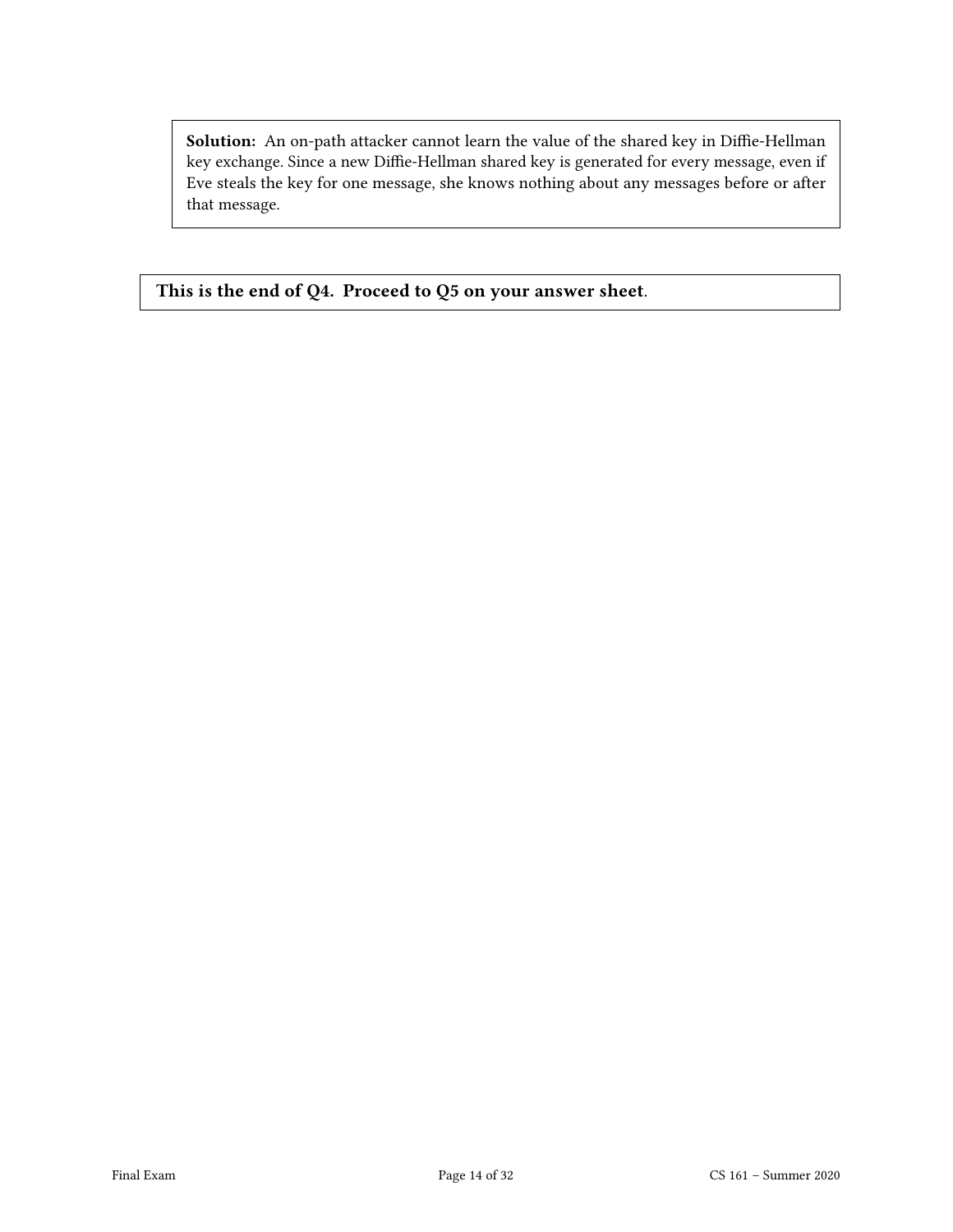**Solution:** An on-path attacker cannot learn the value of the shared key in Diffie-Hellman key exchange. Since a new Diffie-Hellman shared key is generated for every message, even if Eve steals the key for one message, she knows nothing about any messages before or after that message.

**This is the end of Q4. Proceed to Q5 on your answer sheet.**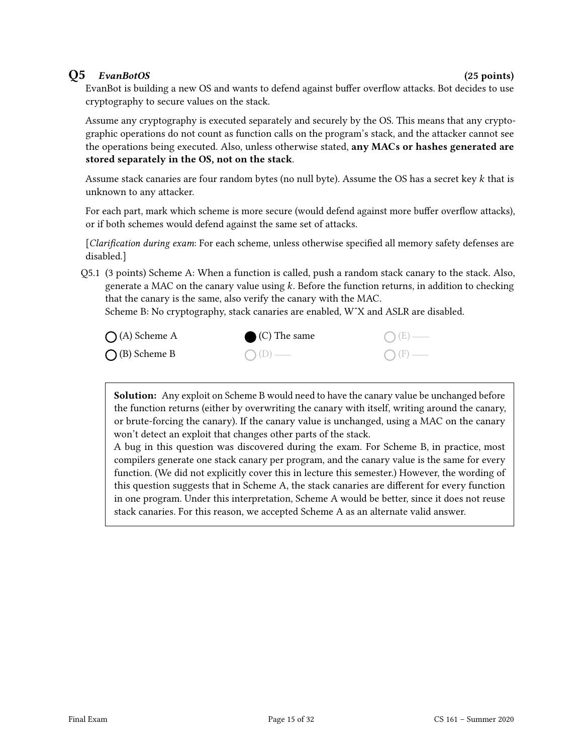## Q5 *EvanBotOS* (25 points)

EvanBot is building a new OS and wants to defend against buffer overflow attacks. Bot decides to use cryptography to secure values on the stack.

Assume any cryptography is executed separately and securely by the OS. This means that any cryptographic operations do not count as function calls on the program's stack, and the attacker cannot see the operations being executed. Also, unless otherwise stated, **any MACs or hashes generated are stored separately in the OS, not on the stack**.

Assume stack canaries are four random bytes (no null byte). Assume the OS has a secret key $k$ that is unknown to any attacker.

For each part, mark which scheme is more secure (would defend against more buffer overflow attacks), or if both schemes would defend against the same set of attacks.

[*Clarification during exam*: For each scheme, unless otherwise specified all memory safety defenses are disabled.]

Q5.1 (3 points) Scheme A: When a function is called, push a random stack canary to the stack. Also, generate a MAC on the canary value using $k$. Before the function returns, in addition to checking that the canary is the same, also verify the canary with the MAC.
Scheme B: No cryptography, stack canaries are enabled, WˆX and ASLR are disabled.

- ◯ (A) Scheme A
- ◯ (B) Scheme B
- ● (C) The same
- ◯ (D) ——
- ◯ (E) ——
- ◯ (F) ——

**Solution:** Any exploit on Scheme B would need to have the canary value be unchanged before the function returns (either by overwriting the canary with itself, writing around the canary, or brute-forcing the canary). If the canary value is unchanged, using a MAC on the canary won't detect an exploit that changes other parts of the stack.
A bug in this question was discovered during the exam. For Scheme B, in practice, most compilers generate one stack canary per program, and the canary value is the same for every function. (We did not explicitly cover this in lecture this semester.) However, the wording of this question suggests that in Scheme A, the stack canaries are different for every function in one program. Under this interpretation, Scheme A would be better, since it does not reuse stack canaries. For this reason, we accepted Scheme A as an alternate valid answer.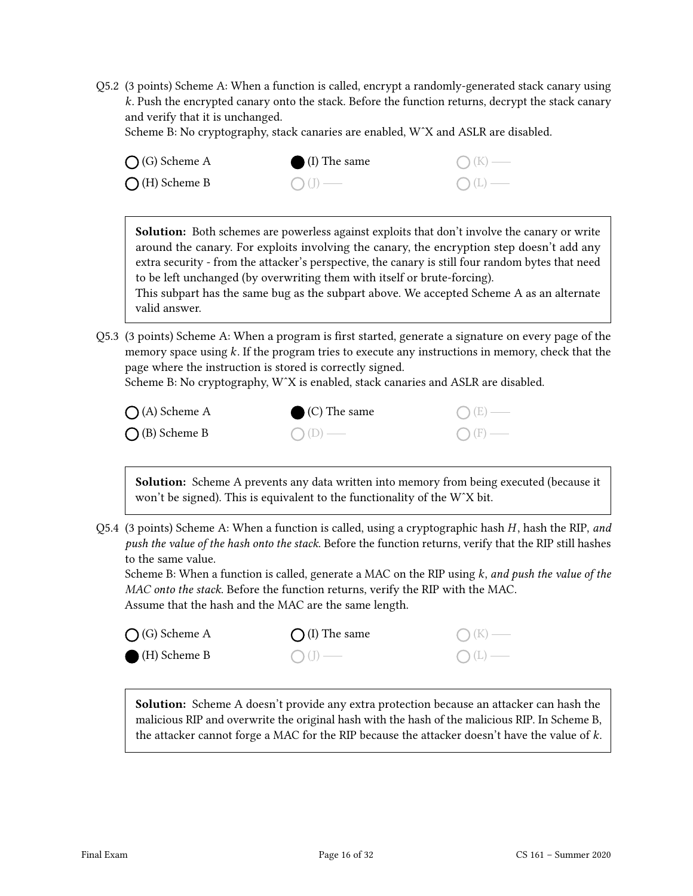Q5.2 (3 points) Scheme A: When a function is called, encrypt a randomly-generated stack canary using $k$. Push the encrypted canary onto the stack. Before the function returns, decrypt the stack canary and verify that it is unchanged.

Scheme B: No cryptography, stack canaries are enabled, WˆX and ASLR are disabled.

- ○ (G) Scheme A
- ○ (H) Scheme B
- ● (I) The same
- ○ (J) —
- ○ (K) —
- ○ (L) —

> **Solution:** Both schemes are powerless against exploits that don't involve the canary or write around the canary. For exploits involving the canary, the encryption step doesn't add any extra security - from the attacker's perspective, the canary is still four random bytes that need to be left unchanged (by overwriting them with itself or brute-forcing).
>
> This subpart has the same bug as the subpart above. We accepted Scheme A as an alternate valid answer.

Q5.3 (3 points) Scheme A: When a program is first started, generate a signature on every page of the memory space using $k$. If the program tries to execute any instructions in memory, check that the page where the instruction is stored is correctly signed.

Scheme B: No cryptography, WˆX is enabled, stack canaries and ASLR are disabled.

- ○ (A) Scheme A
- ○ (B) Scheme B
- ● (C) The same
- ○ (D) —
- ○ (E) —
- ○ (F) —

> **Solution:** Scheme A prevents any data written into memory from being executed (because it won't be signed). This is equivalent to the functionality of the WˆX bit.

Q5.4 (3 points) Scheme A: When a function is called, using a cryptographic hash $H$, hash the RIP, *and push the value of the hash onto the stack*. Before the function returns, verify that the RIP still hashes to the same value.

Scheme B: When a function is called, generate a MAC on the RIP using $k$, *and push the value of the MAC onto the stack*. Before the function returns, verify the RIP with the MAC.

Assume that the hash and the MAC are the same length.

- ○ (G) Scheme A
- ● (H) Scheme B
- ○ (I) The same
- ○ (J) —
- ○ (K) —
- ○ (L) —

> **Solution:** Scheme A doesn't provide any extra protection because an attacker can hash the malicious RIP and overwrite the original hash with the hash of the malicious RIP. In Scheme B, the attacker cannot forge a MAC for the RIP because the attacker doesn't have the value of $k$.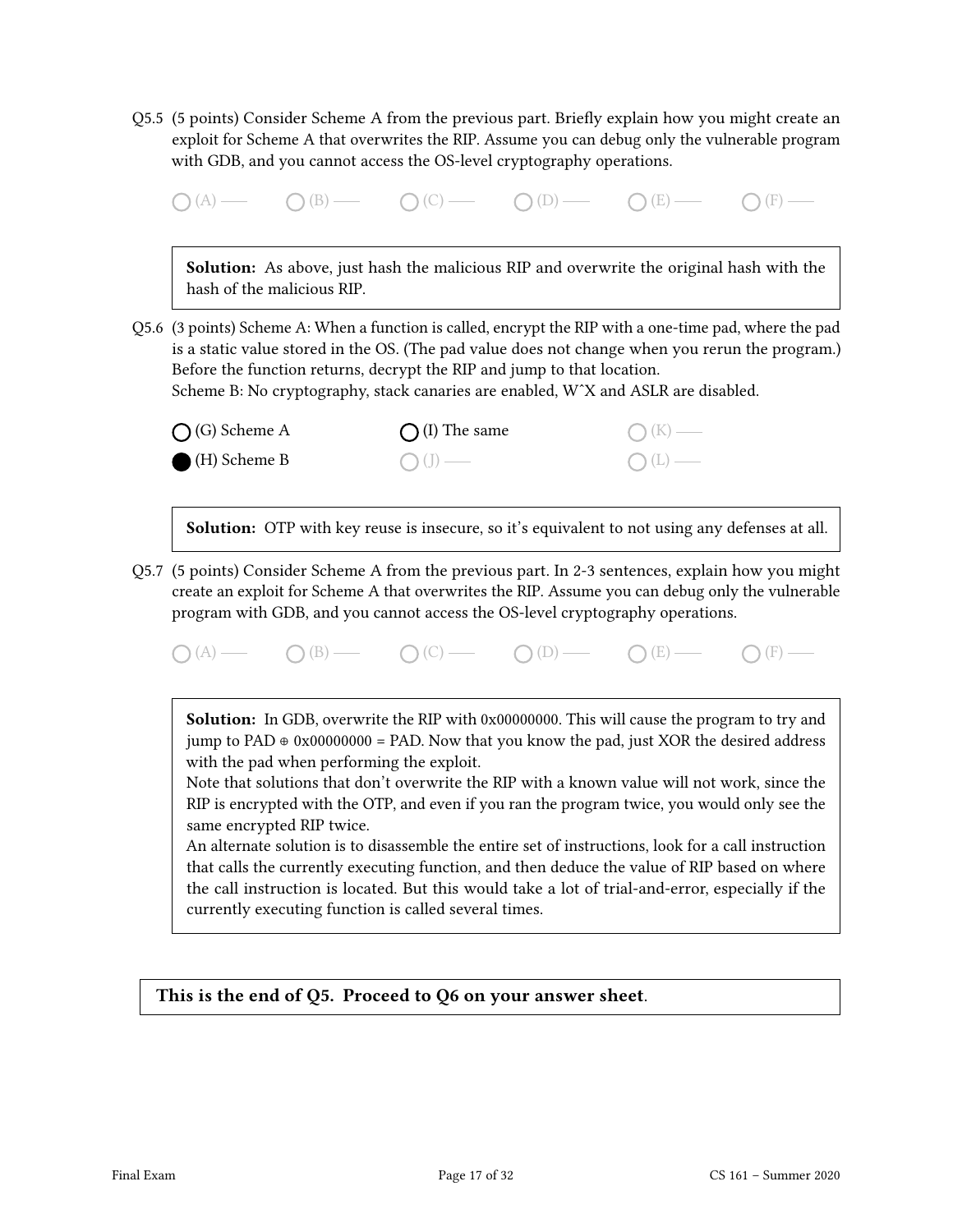Q5.5 (5 points) Consider Scheme A from the previous part. Briefly explain how you might create an exploit for Scheme A that overwrites the RIP. Assume you can debug only the vulnerable program with GDB, and you cannot access the OS-level cryptography operations.

○ (A) —— ○ (B) —— ○ (C) —— ○ (D) —— ○ (E) —— ○ (F) ——

> **Solution:** As above, just hash the malicious RIP and overwrite the original hash with the hash of the malicious RIP.

Q5.6 (3 points) Scheme A: When a function is called, encrypt the RIP with a one-time pad, where the pad is a static value stored in the OS. (The pad value does not change when you rerun the program.) Before the function returns, decrypt the RIP and jump to that location.
Scheme B: No cryptography, stack canaries are enabled, WˆX and ASLR are disabled.

○ (G) Scheme A ○ (I) The same ○ (K) ——

● (H) Scheme B ○ (J) —— ○ (L) ——

> **Solution:** OTP with key reuse is insecure, so it's equivalent to not using any defenses at all.

Q5.7 (5 points) Consider Scheme A from the previous part. In 2-3 sentences, explain how you might create an exploit for Scheme A that overwrites the RIP. Assume you can debug only the vulnerable program with GDB, and you cannot access the OS-level cryptography operations.

○ (A) —— ○ (B) —— ○ (C) —— ○ (D) —— ○ (E) —— ○ (F) ——

> **Solution:** In GDB, overwrite the RIP with 0x00000000. This will cause the program to try and jump to PAD $\oplus$ 0x00000000 = PAD. Now that you know the pad, just XOR the desired address with the pad when performing the exploit.
>
> Note that solutions that don't overwrite the RIP with a known value will not work, since the RIP is encrypted with the OTP, and even if you ran the program twice, you would only see the same encrypted RIP twice.
>
> An alternate solution is to disassemble the entire set of instructions, look for a call instruction that calls the currently executing function, and then deduce the value of RIP based on where the call instruction is located. But this would take a lot of trial-and-error, especially if the currently executing function is called several times.

**This is the end of Q5. Proceed to Q6 on your answer sheet**.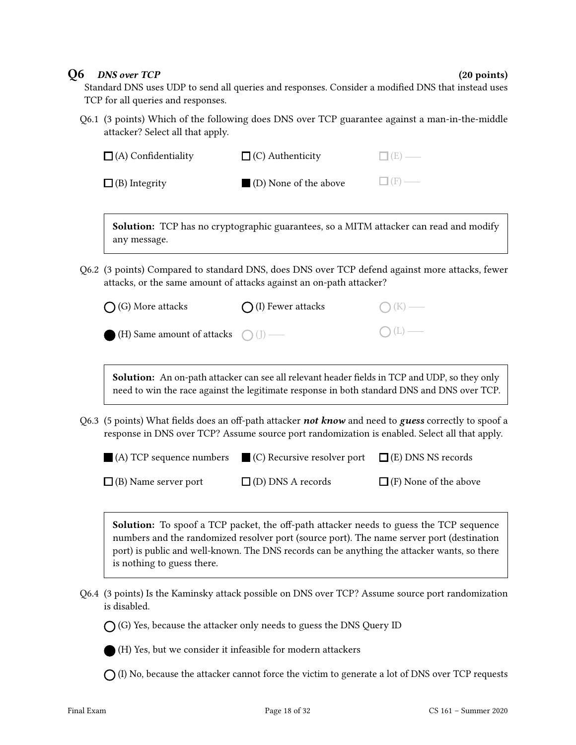## Q6 *DNS over TCP* (20 points)

Standard DNS uses UDP to send all queries and responses. Consider a modified DNS that instead uses TCP for all queries and responses.

Q6.1 (3 points) Which of the following does DNS over TCP guarantee against a man-in-the-middle attacker? Select all that apply.

- ☐ (A) Confidentiality
- ☐ (B) Integrity
- ☐ (C) Authenticity
- ■ (D) None of the above
- ☐ (E) —
- ☐ (F) —

> **Solution:** TCP has no cryptographic guarantees, so a MITM attacker can read and modify any message.

Q6.2 (3 points) Compared to standard DNS, does DNS over TCP defend against more attacks, fewer attacks, or the same amount of attacks against an on-path attacker?

- ○ (G) More attacks
- ● (H) Same amount of attacks
- ○ (I) Fewer attacks
- ○ (J) —
- ○ (K) —
- ○ (L) —

> **Solution:** An on-path attacker can see all relevant header fields in TCP and UDP, so they only need to win the race against the legitimate response in both standard DNS and DNS over TCP.

Q6.3 (5 points) What fields does an off-path attacker ***not know*** and need to ***guess*** correctly to spoof a response in DNS over TCP? Assume source port randomization is enabled. Select all that apply.

- ■ (A) TCP sequence numbers
- ☐ (B) Name server port
- ■ (C) Recursive resolver port
- ☐ (D) DNS A records
- ☐ (E) DNS NS records
- ☐ (F) None of the above

> **Solution:** To spoof a TCP packet, the off-path attacker needs to guess the TCP sequence numbers and the randomized resolver port (source port). The name server port (destination port) is public and well-known. The DNS records can be anything the attacker wants, so there is nothing to guess there.

Q6.4 (3 points) Is the Kaminsky attack possible on DNS over TCP? Assume source port randomization is disabled.

- ○ (G) Yes, because the attacker only needs to guess the DNS Query ID
- ● (H) Yes, but we consider it infeasible for modern attackers
- ○ (I) No, because the attacker cannot force the victim to generate a lot of DNS over TCP requests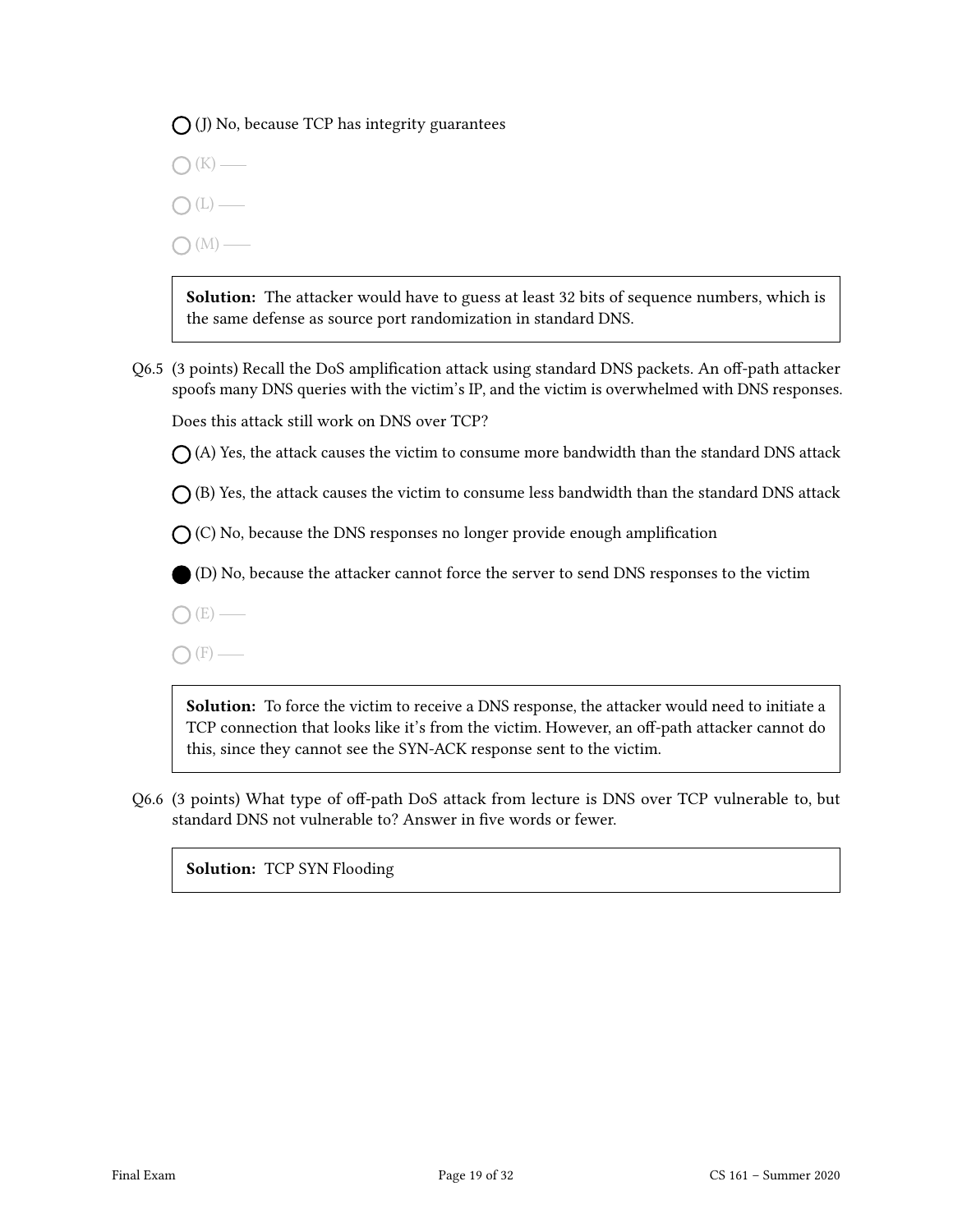○ (J) No, because TCP has integrity guarantees

○ (K) ——

○ (L) ——

○ (M) ——

**Solution:** The attacker would have to guess at least 32 bits of sequence numbers, which is the same defense as source port randomization in standard DNS.

Q6.5 (3 points) Recall the DoS amplification attack using standard DNS packets. An off-path attacker spoofs many DNS queries with the victim's IP, and the victim is overwhelmed with DNS responses.

Does this attack still work on DNS over TCP?

○ (A) Yes, the attack causes the victim to consume more bandwidth than the standard DNS attack

○ (B) Yes, the attack causes the victim to consume less bandwidth than the standard DNS attack

○ (C) No, because the DNS responses no longer provide enough amplification

● (D) No, because the attacker cannot force the server to send DNS responses to the victim

○ (E) ——

○ (F) ——

**Solution:** To force the victim to receive a DNS response, the attacker would need to initiate a TCP connection that looks like it's from the victim. However, an off-path attacker cannot do this, since they cannot see the SYN-ACK response sent to the victim.

Q6.6 (3 points) What type of off-path DoS attack from lecture is DNS over TCP vulnerable to, but standard DNS not vulnerable to? Answer in five words or fewer.

**Solution:** TCP SYN Flooding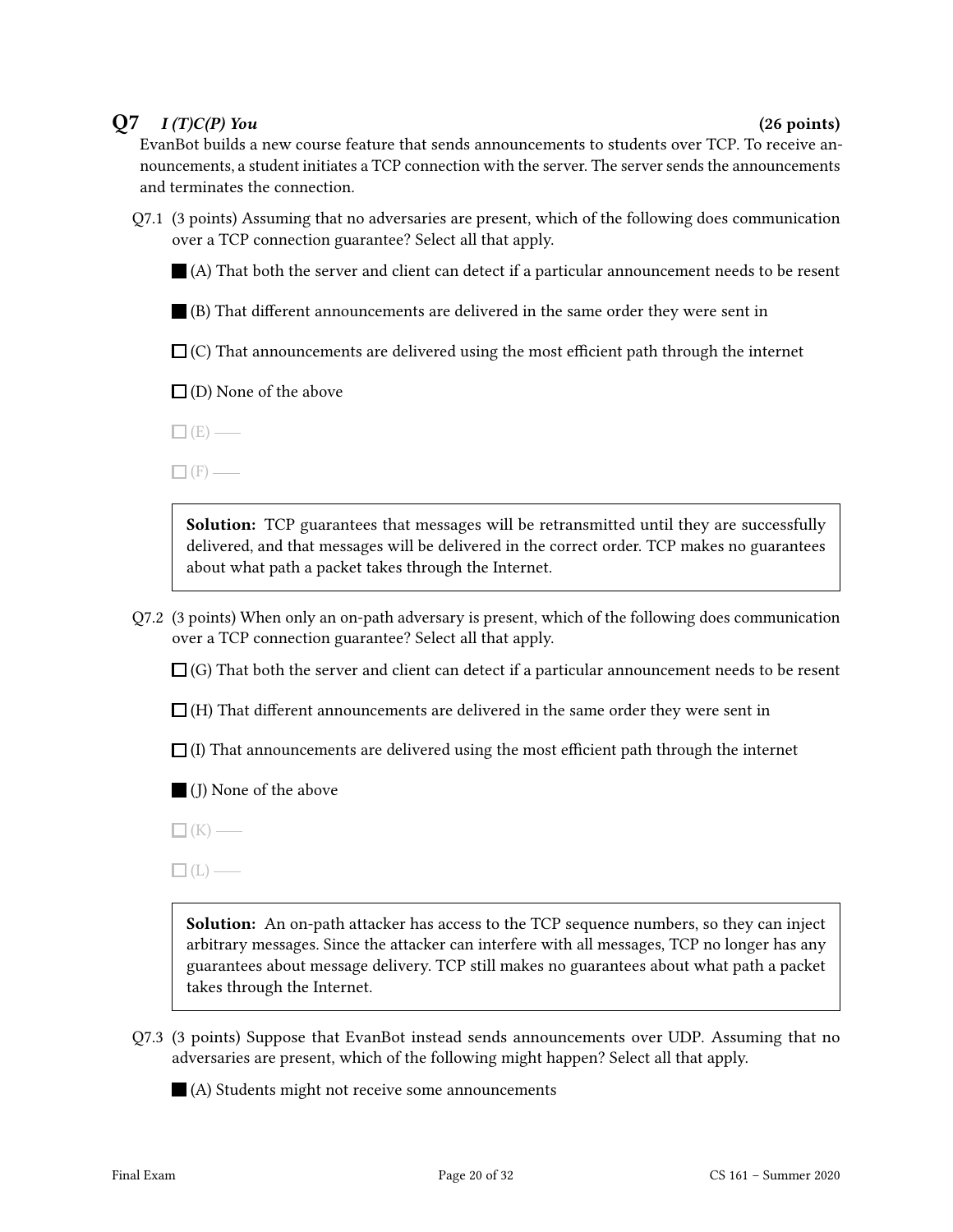## Q7 *I (T)C(P) You* (26 points)

EvanBot builds a new course feature that sends announcements to students over TCP. To receive announcements, a student initiates a TCP connection with the server. The server sends the announcements and terminates the connection.

Q7.1 (3 points) Assuming that no adversaries are present, which of the following does communication over a TCP connection guarantee? Select all that apply.

■ (A) That both the server and client can detect if a particular announcement needs to be resent

■ (B) That different announcements are delivered in the same order they were sent in

☐ (C) That announcements are delivered using the most efficient path through the internet

☐ (D) None of the above

☐ (E) ——

☐ (F) ——

> **Solution:** TCP guarantees that messages will be retransmitted until they are successfully delivered, and that messages will be delivered in the correct order. TCP makes no guarantees about what path a packet takes through the Internet.

Q7.2 (3 points) When only an on-path adversary is present, which of the following does communication over a TCP connection guarantee? Select all that apply.

☐ (G) That both the server and client can detect if a particular announcement needs to be resent

☐ (H) That different announcements are delivered in the same order they were sent in

☐ (I) That announcements are delivered using the most efficient path through the internet

■ (J) None of the above

☐ (K) ——

☐ (L) ——

> **Solution:** An on-path attacker has access to the TCP sequence numbers, so they can inject arbitrary messages. Since the attacker can interfere with all messages, TCP no longer has any guarantees about message delivery. TCP still makes no guarantees about what path a packet takes through the Internet.

Q7.3 (3 points) Suppose that EvanBot instead sends announcements over UDP. Assuming that no adversaries are present, which of the following might happen? Select all that apply.

■ (A) Students might not receive some announcements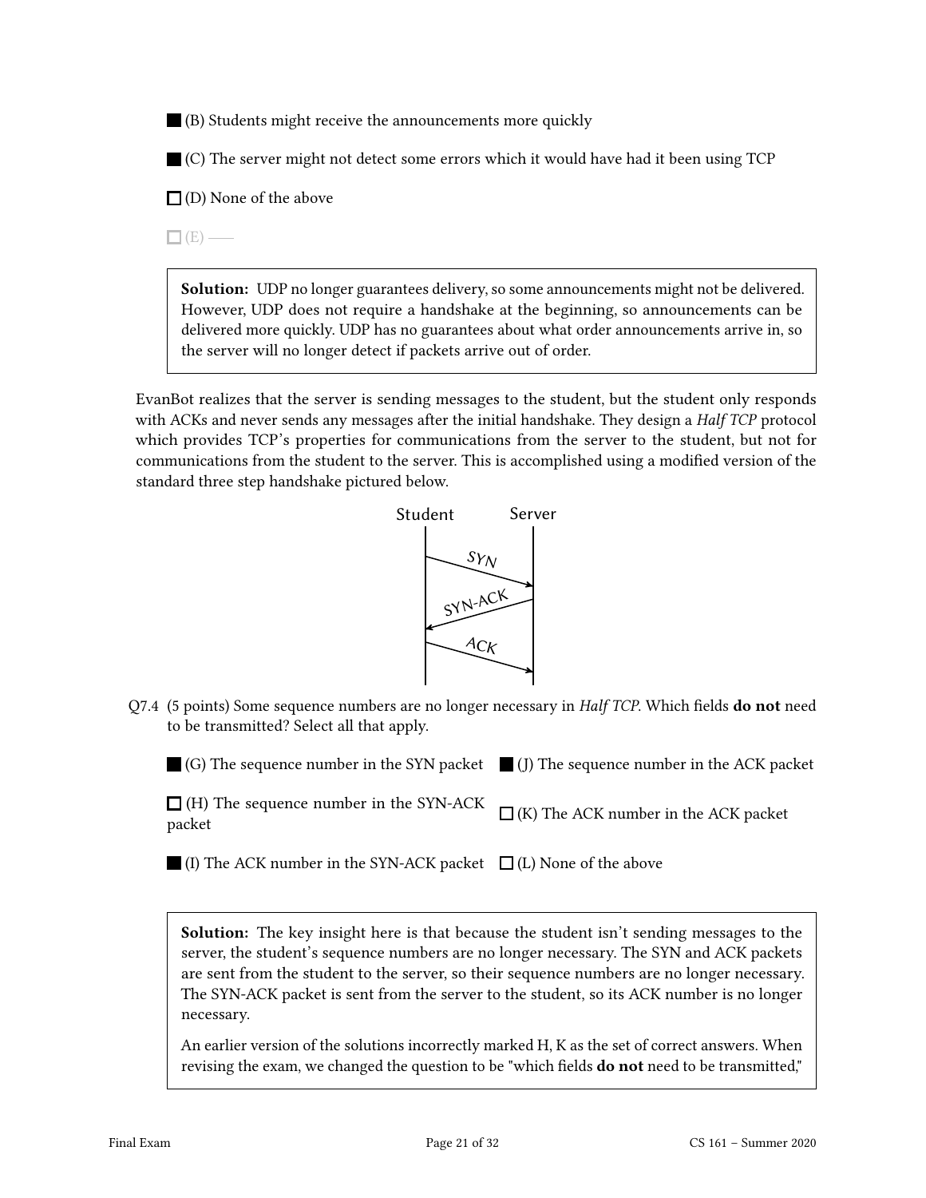■ (B) Students might receive the announcements more quickly

■ (C) The server might not detect some errors which it would have had it been using TCP

☐ (D) None of the above

☐ (E) ——

> **Solution:** UDP no longer guarantees delivery, so some announcements might not be delivered. However, UDP does not require a handshake at the beginning, so announcements can be delivered more quickly. UDP has no guarantees about what order announcements arrive in, so the server will no longer detect if packets arrive out of order.

EvanBot realizes that the server is sending messages to the student, but the student only responds with ACKs and never sends any messages after the initial handshake. They design a *Half TCP* protocol which provides TCP's properties for communications from the server to the student, but not for communications from the student to the server. This is accomplished using a modified version of the standard three step handshake pictured below.

Student
Server
SYN
SYN-ACK
ACK

Q7.4 (5 points) Some sequence numbers are no longer necessary in *Half TCP*. Which fields **do not** need to be transmitted? Select all that apply.

■ (G) The sequence number in the SYN packet

☐ (H) The sequence number in the SYN-ACK packet

■ (I) The ACK number in the SYN-ACK packet

■ (J) The sequence number in the ACK packet

☐ (K) The ACK number in the ACK packet

☐ (L) None of the above

> **Solution:** The key insight here is that because the student isn't sending messages to the server, the student's sequence numbers are no longer necessary. The SYN and ACK packets are sent from the student to the server, so their sequence numbers are no longer necessary. The SYN-ACK packet is sent from the server to the student, so its ACK number is no longer necessary.
>
> An earlier version of the solutions incorrectly marked H, K as the set of correct answers. When revising the exam, we changed the question to be "which fields **do not** need to be transmitted,"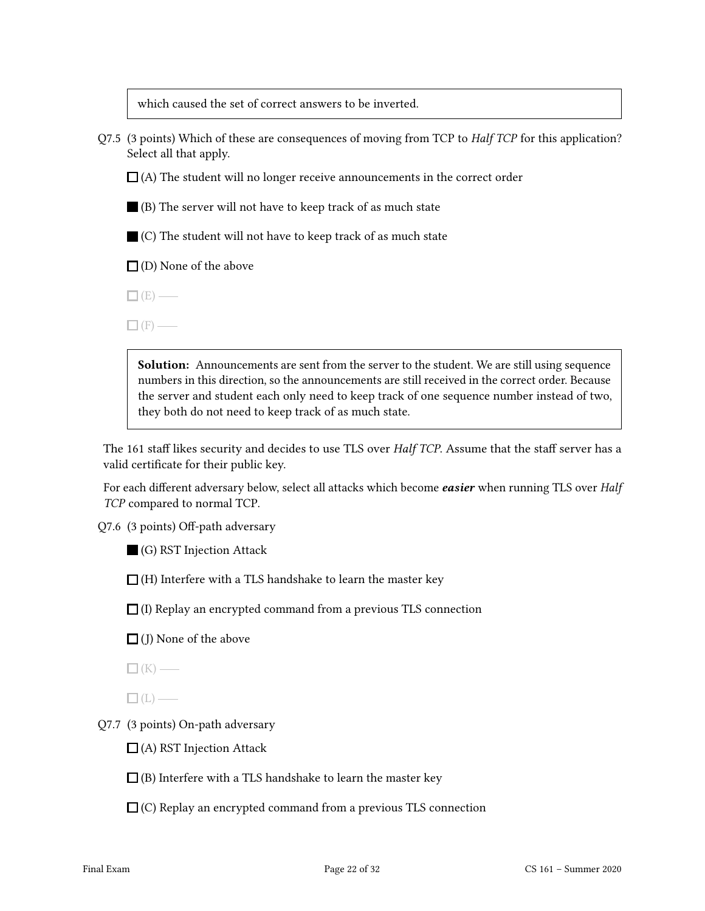which caused the set of correct answers to be inverted.

Q7.5 (3 points) Which of these are consequences of moving from TCP to *Half TCP* for this application? Select all that apply.

☐ (A) The student will no longer receive announcements in the correct order

■ (B) The server will not have to keep track of as much state

■ (C) The student will not have to keep track of as much state

☐ (D) None of the above

☐ (E) ——

☐ (F) ——

**Solution:** Announcements are sent from the server to the student. We are still using sequence numbers in this direction, so the announcements are still received in the correct order. Because the server and student each only need to keep track of one sequence number instead of two, they both do not need to keep track of as much state.

The 161 staff likes security and decides to use TLS over *Half TCP*. Assume that the staff server has a valid certificate for their public key.

For each different adversary below, select all attacks which become ***easier*** when running TLS over *Half TCP* compared to normal TCP.

Q7.6 (3 points) Off-path adversary

■ (G) RST Injection Attack

☐ (H) Interfere with a TLS handshake to learn the master key

☐ (I) Replay an encrypted command from a previous TLS connection

☐ (J) None of the above

☐ (K) ——

☐ (L) ——

Q7.7 (3 points) On-path adversary

☐ (A) RST Injection Attack

☐ (B) Interfere with a TLS handshake to learn the master key

☐ (C) Replay an encrypted command from a previous TLS connection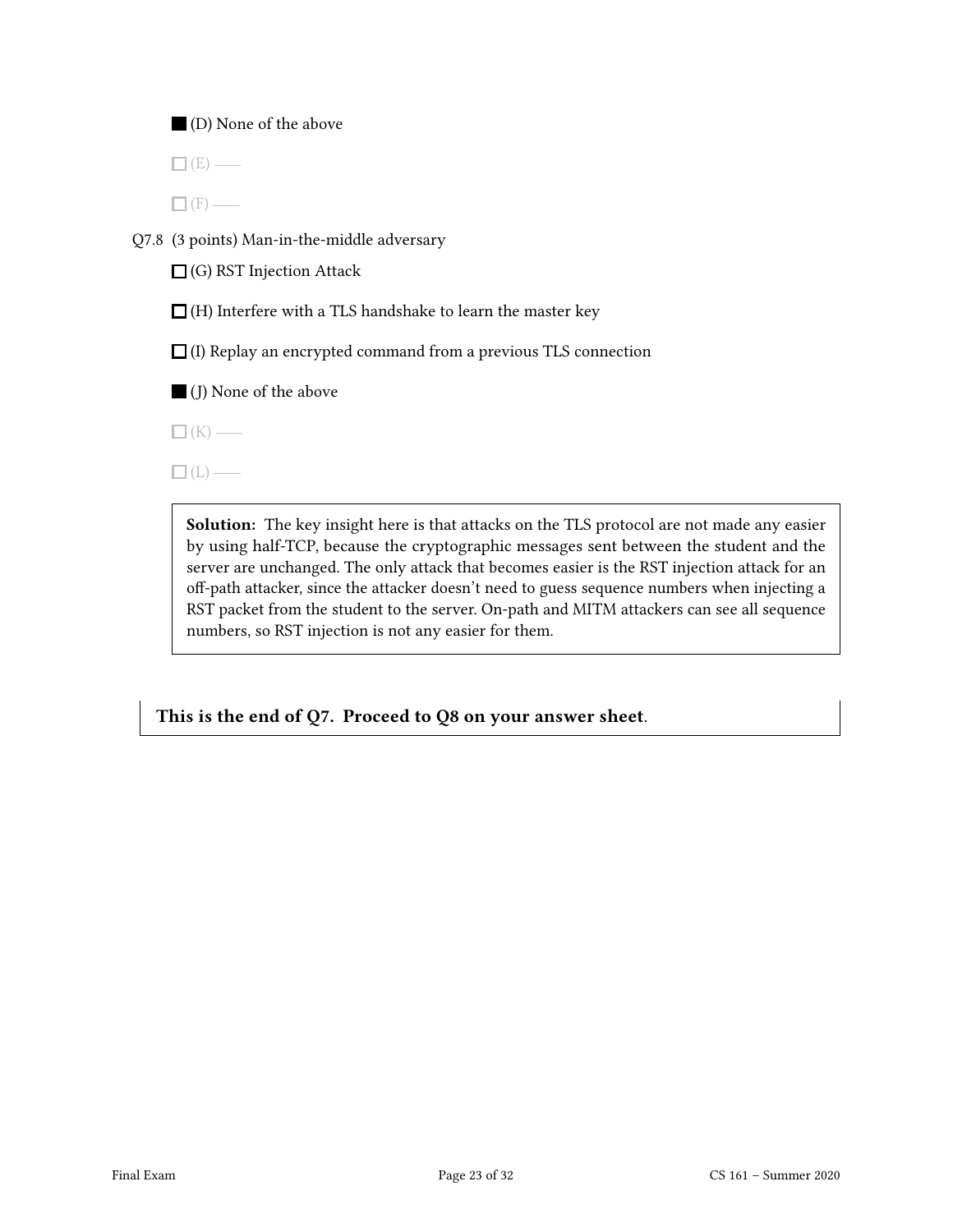■ (D) None of the above

☐ (E) ——

☐ (F) ——

Q7.8 (3 points) Man-in-the-middle adversary

☐ (G) RST Injection Attack

☐ (H) Interfere with a TLS handshake to learn the master key

☐ (I) Replay an encrypted command from a previous TLS connection

■ (J) None of the above

☐ (K) ——

☐ (L) ——

**Solution:** The key insight here is that attacks on the TLS protocol are not made any easier by using half-TCP, because the cryptographic messages sent between the student and the server are unchanged. The only attack that becomes easier is the RST injection attack for an off-path attacker, since the attacker doesn't need to guess sequence numbers when injecting a RST packet from the student to the server. On-path and MITM attackers can see all sequence numbers, so RST injection is not any easier for them.

**This is the end of Q7. Proceed to Q8 on your answer sheet**.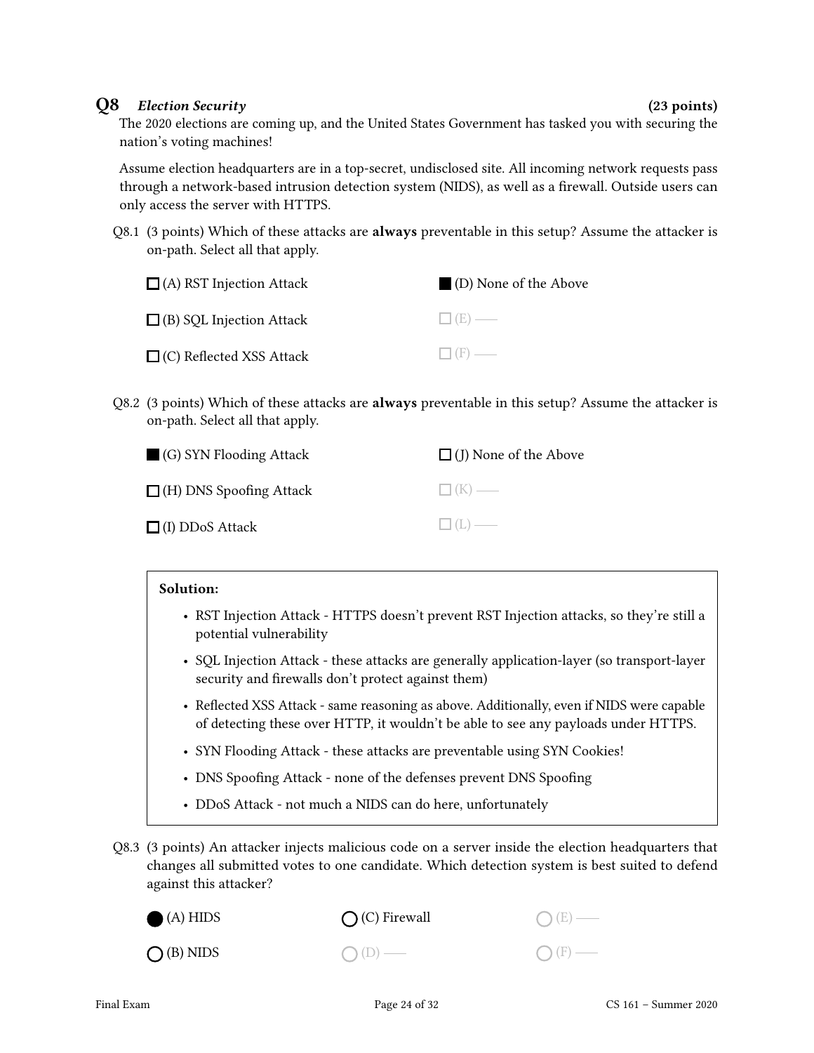## Q8 *Election Security* (23 points)

The 2020 elections are coming up, and the United States Government has tasked you with securing the nation's voting machines!

Assume election headquarters are in a top-secret, undisclosed site. All incoming network requests pass through a network-based intrusion detection system (NIDS), as well as a firewall. Outside users can only access the server with HTTPS.

Q8.1 (3 points) Which of these attacks are **always** preventable in this setup? Assume the attacker is on-path. Select all that apply.

- ☐ (A) RST Injection Attack
- ☐ (B) SQL Injection Attack
- ☐ (C) Reflected XSS Attack
- ■ (D) None of the Above
- ☐ (E) ——
- ☐ (F) ——

Q8.2 (3 points) Which of these attacks are **always** preventable in this setup? Assume the attacker is on-path. Select all that apply.

- ■ (G) SYN Flooding Attack
- ☐ (H) DNS Spoofing Attack
- ☐ (I) DDoS Attack
- ☐ (J) None of the Above
- ☐ (K) ——
- ☐ (L) ——

**Solution:**

- RST Injection Attack - HTTPS doesn't prevent RST Injection attacks, so they're still a potential vulnerability
- SQL Injection Attack - these attacks are generally application-layer (so transport-layer security and firewalls don't protect against them)
- Reflected XSS Attack - same reasoning as above. Additionally, even if NIDS were capable of detecting these over HTTP, it wouldn't be able to see any payloads under HTTPS.
- SYN Flooding Attack - these attacks are preventable using SYN Cookies!
- DNS Spoofing Attack - none of the defenses prevent DNS Spoofing
- DDoS Attack - not much a NIDS can do here, unfortunately

Q8.3 (3 points) An attacker injects malicious code on a server inside the election headquarters that changes all submitted votes to one candidate. Which detection system is best suited to defend against this attacker?

- ● (A) HIDS
- ○ (B) NIDS
- ○ (C) Firewall
- ○ (D) ——
- ○ (E) ——
- ○ (F) ——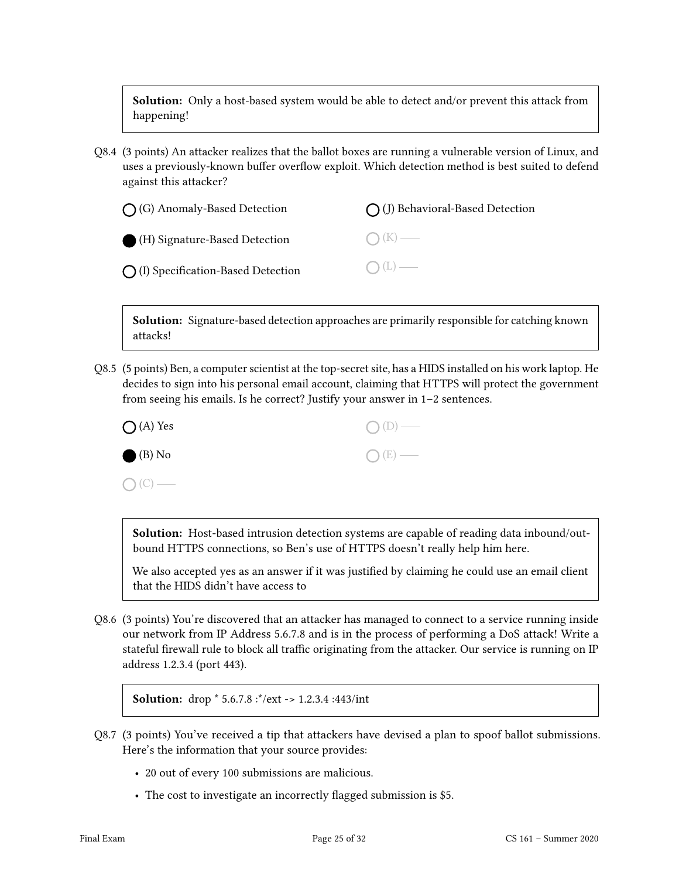**Solution:** Only a host-based system would be able to detect and/or prevent this attack from happening!

Q8.4 (3 points) An attacker realizes that the ballot boxes are running a vulnerable version of Linux, and uses a previously-known buffer overflow exploit. Which detection method is best suited to defend against this attacker?

- ○ (G) Anomaly-Based Detection
- ● (H) Signature-Based Detection
- ○ (I) Specification-Based Detection
- ○ (J) Behavioral-Based Detection
- ○ (K) ——
- ○ (L) ——

**Solution:** Signature-based detection approaches are primarily responsible for catching known attacks!

Q8.5 (5 points) Ben, a computer scientist at the top-secret site, has a HIDS installed on his work laptop. He decides to sign into his personal email account, claiming that HTTPS will protect the government from seeing his emails. Is he correct? Justify your answer in 1–2 sentences.

- ○ (A) Yes
- ● (B) No
- ○ (C) ——
- ○ (D) ——
- ○ (E) ——

**Solution:** Host-based intrusion detection systems are capable of reading data inbound/outbound HTTPS connections, so Ben's use of HTTPS doesn't really help him here.

We also accepted yes as an answer if it was justified by claiming he could use an email client that the HIDS didn't have access to

Q8.6 (3 points) You're discovered that an attacker has managed to connect to a service running inside our network from IP Address 5.6.7.8 and is in the process of performing a DoS attack! Write a stateful firewall rule to block all traffic originating from the attacker. Our service is running on IP address 1.2.3.4 (port 443).

**Solution:** drop * 5.6.7.8 :*/ext -> 1.2.3.4 :443/int

Q8.7 (3 points) You've received a tip that attackers have devised a plan to spoof ballot submissions. Here's the information that your source provides:

- 20 out of every 100 submissions are malicious.
- The cost to investigate an incorrectly flagged submission is \$5.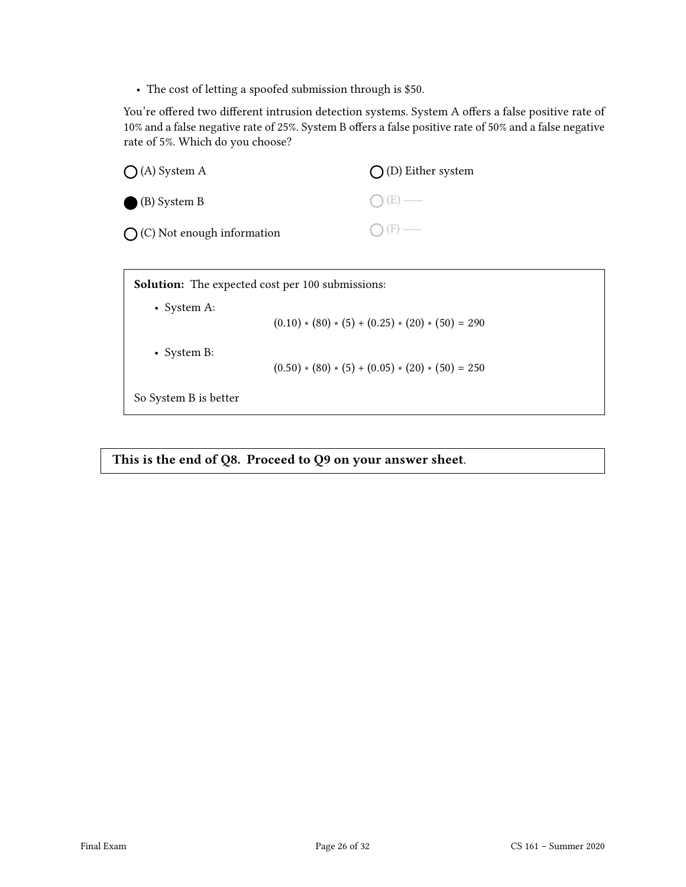- The cost of letting a spoofed submission through is \$50.

You're offered two different intrusion detection systems. System A offers a false positive rate of 10% and a false negative rate of 25%. System B offers a false positive rate of 50% and a false negative rate of 5%. Which do you choose?

○ (A) System A

● (B) System B

○ (C) Not enough information

○ (D) Either system

○ (E) ——

○ (F) ——

**Solution:** The expected cost per 100 submissions:

- System A:

$$(0.10) * (80) * (5) + (0.25) * (20) * (50) = 290$$

- System B:

$$(0.50) * (80) * (5) + (0.05) * (20) * (50) = 250$$

So System B is better

**This is the end of Q8. Proceed to Q9 on your answer sheet**.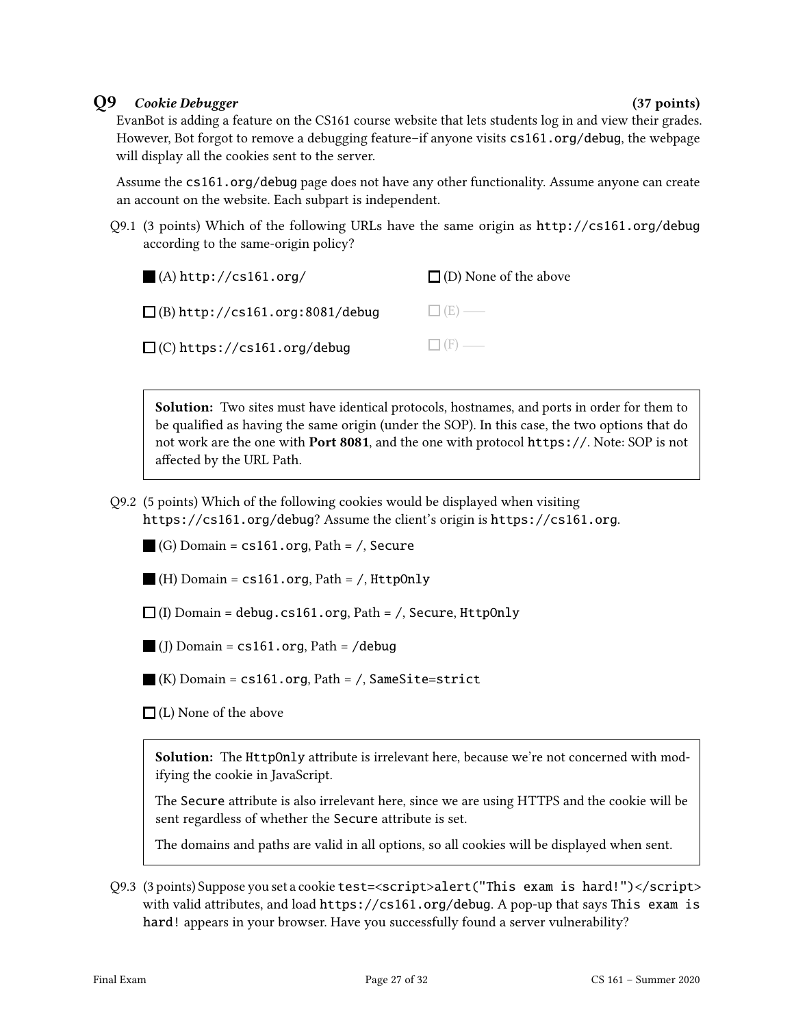## Q9 *Cookie Debugger* (37 points)

EvanBot is adding a feature on the CS161 course website that lets students log in and view their grades. However, Bot forgot to remove a debugging feature–if anyone visits `cs161.org/debug`, the webpage will display all the cookies sent to the server.

Assume the `cs161.org/debug` page does not have any other functionality. Assume anyone can create an account on the website. Each subpart is independent.

Q9.1 (3 points) Which of the following URLs have the same origin as `http://cs161.org/debug` according to the same-origin policy?

- ■ (A) `http://cs161.org/`
- ☐ (B) `http://cs161.org:8081/debug`
- ☐ (C) `https://cs161.org/debug`
- ☐ (D) None of the above
- ☐ (E) ——
- ☐ (F) ——

> **Solution:** Two sites must have identical protocols, hostnames, and ports in order for them to be qualified as having the same origin (under the SOP). In this case, the two options that do not work are the one with **Port 8081**, and the one with protocol `https://`. Note: SOP is not affected by the URL Path.

Q9.2 (5 points) Which of the following cookies would be displayed when visiting `https://cs161.org/debug`? Assume the client's origin is `https://cs161.org`.

- ■ (G) Domain = `cs161.org`, Path = /, `Secure`
- ■ (H) Domain = `cs161.org`, Path = /, `HttpOnly`
- ☐ (I) Domain = `debug.cs161.org`, Path = /, `Secure`, `HttpOnly`
- ■ (J) Domain = `cs161.org`, Path = `/debug`
- ■ (K) Domain = `cs161.org`, Path = /, `SameSite=strict`
- ☐ (L) None of the above

> **Solution:** The `HttpOnly` attribute is irrelevant here, because we're not concerned with modifying the cookie in JavaScript.
>
> The `Secure` attribute is also irrelevant here, since we are using HTTPS and the cookie will be sent regardless of whether the `Secure` attribute is set.
>
> The domains and paths are valid in all options, so all cookies will be displayed when sent.

Q9.3 (3 points) Suppose you set a cookie `test=<script>alert("This exam is hard!")</script>` with valid attributes, and load `https://cs161.org/debug`. A pop-up that says `This exam is hard!` appears in your browser. Have you successfully found a server vulnerability?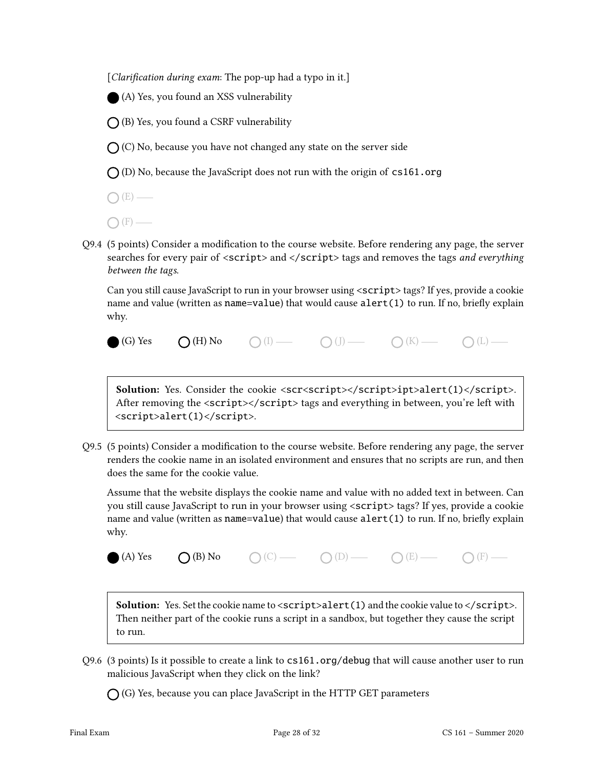[*Clarification during exam*: The pop-up had a typo in it.]

- ● (A) Yes, you found an XSS vulnerability
- ○ (B) Yes, you found a CSRF vulnerability
- ○ (C) No, because you have not changed any state on the server side
- ○ (D) No, because the JavaScript does not run with the origin of `cs161.org`
- ○ (E) ——
- ○ (F) ——

Q9.4 (5 points) Consider a modification to the course website. Before rendering any page, the server searches for every pair of `<script>` and `</script>` tags and removes the tags *and everything between the tags*.

Can you still cause JavaScript to run in your browser using `<script>` tags? If yes, provide a cookie name and value (written as `name=value`) that would cause `alert(1)` to run. If no, briefly explain why.

● (G) Yes ○ (H) No ○ (I) —— ○ (J) —— ○ (K) —— ○ (L) ——

> **Solution:** Yes. Consider the cookie `<scr<script></script>ipt>alert(1)</script>`. After removing the `<script></script>` tags and everything in between, you're left with `<script>alert(1)</script>`.

Q9.5 (5 points) Consider a modification to the course website. Before rendering any page, the server renders the cookie name in an isolated environment and ensures that no scripts are run, and then does the same for the cookie value.

Assume that the website displays the cookie name and value with no added text in between. Can you still cause JavaScript to run in your browser using `<script>` tags? If yes, provide a cookie name and value (written as `name=value`) that would cause `alert(1)` to run. If no, briefly explain why.

● (A) Yes ○ (B) No ○ (C) —— ○ (D) —— ○ (E) —— ○ (F) ——

> **Solution:** Yes. Set the cookie name to `<script>alert(1)` and the cookie value to `</script>`. Then neither part of the cookie runs a script in a sandbox, but together they cause the script to run.

Q9.6 (3 points) Is it possible to create a link to `cs161.org/debug` that will cause another user to run malicious JavaScript when they click on the link?

- ○ (G) Yes, because you can place JavaScript in the HTTP GET parameters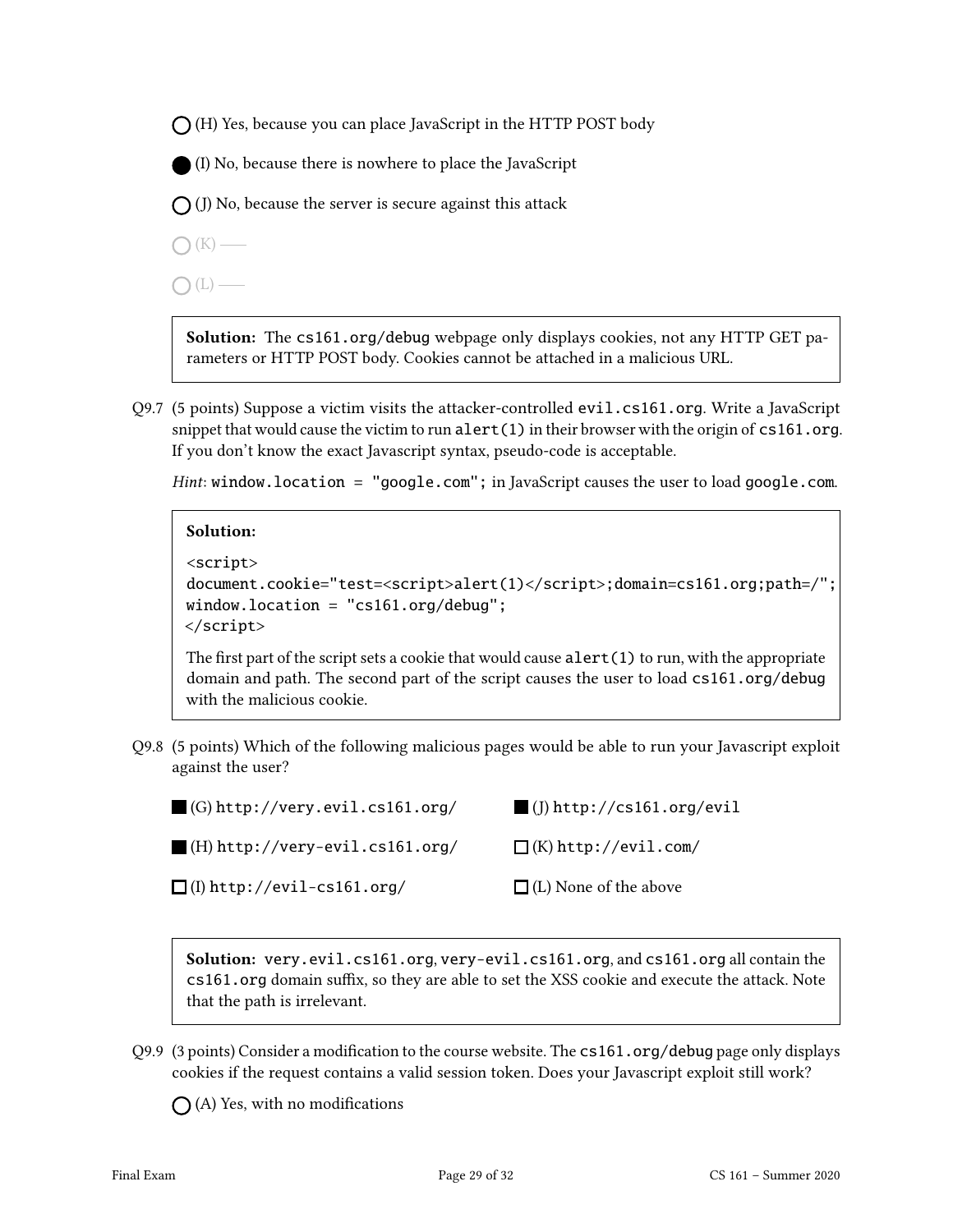◯ (H) Yes, because you can place JavaScript in the HTTP POST body

● (I) No, because there is nowhere to place the JavaScript

◯ (J) No, because the server is secure against this attack

◯ (K) ——

◯ (L) ——

> **Solution:** The `cs161.org/debug` webpage only displays cookies, not any HTTP GET parameters or HTTP POST body. Cookies cannot be attached in a malicious URL.

Q9.7 (5 points) Suppose a victim visits the attacker-controlled `evil.cs161.org`. Write a JavaScript snippet that would cause the victim to run `alert(1)` in their browser with the origin of `cs161.org`. If you don't know the exact Javascript syntax, pseudo-code is acceptable.

*Hint*: `window.location = "google.com";` in JavaScript causes the user to load `google.com`.

> **Solution:**
>
> ```
> <script>
> document.cookie="test=<script>alert(1)</script>;domain=cs161.org;path=/";
> window.location = "cs161.org/debug";
> </script>
> ```
>
> The first part of the script sets a cookie that would cause `alert(1)` to run, with the appropriate domain and path. The second part of the script causes the user to load `cs161.org/debug` with the malicious cookie.

Q9.8 (5 points) Which of the following malicious pages would be able to run your Javascript exploit against the user?

■ (G) `http://very.evil.cs161.org/`

■ (H) `http://very-evil.cs161.org/`

☐ (I) `http://evil-cs161.org/`

■ (J) `http://cs161.org/evil`

☐ (K) `http://evil.com/`

☐ (L) None of the above

> **Solution:** `very.evil.cs161.org`, `very-evil.cs161.org`, and `cs161.org` all contain the `cs161.org` domain suffix, so they are able to set the XSS cookie and execute the attack. Note that the path is irrelevant.

Q9.9 (3 points) Consider a modification to the course website. The `cs161.org/debug` page only displays cookies if the request contains a valid session token. Does your Javascript exploit still work?

◯ (A) Yes, with no modifications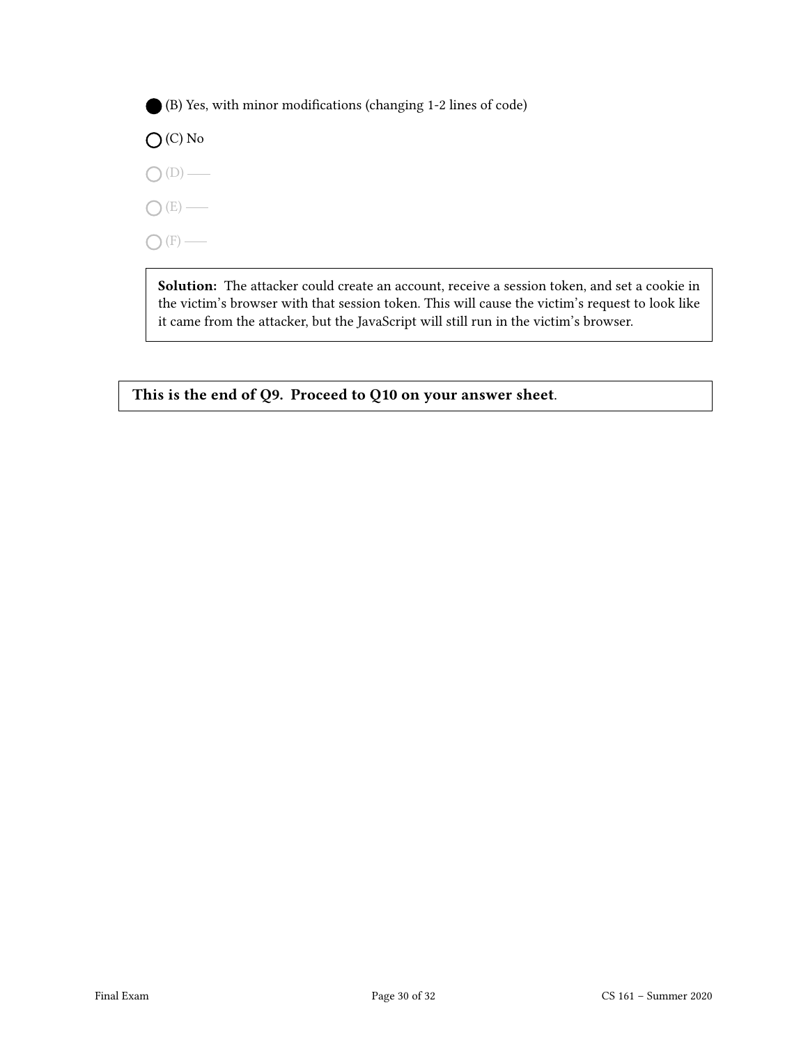● (B) Yes, with minor modifications (changing 1-2 lines of code)

○ (C) No

○ (D) ——

○ (E) ——

○ (F) ——

**Solution:** The attacker could create an account, receive a session token, and set a cookie in the victim's browser with that session token. This will cause the victim's request to look like it came from the attacker, but the JavaScript will still run in the victim's browser.

**This is the end of Q9. Proceed to Q10 on your answer sheet.**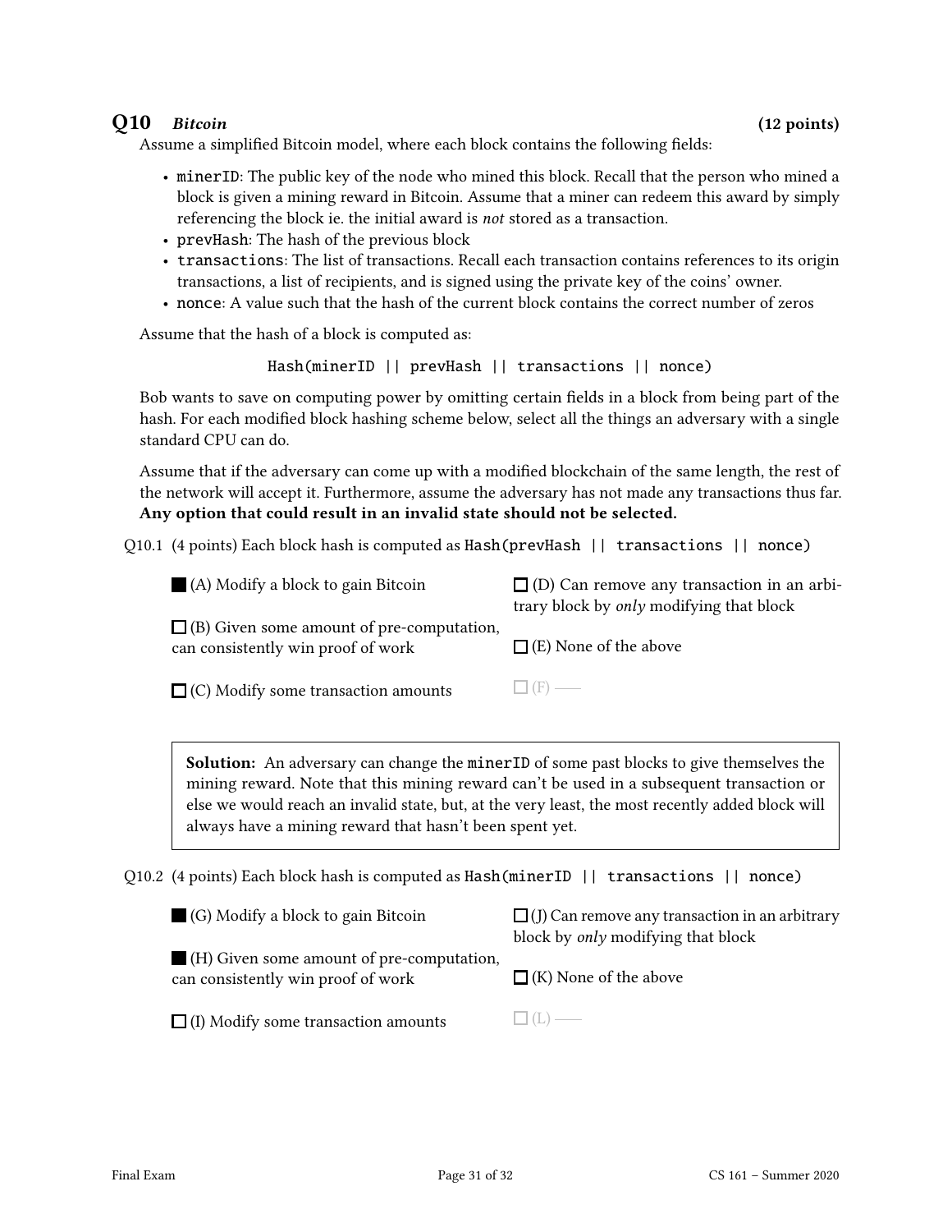## Q10 *Bitcoin* (12 points)

Assume a simplified Bitcoin model, where each block contains the following fields:

- `minerID`: The public key of the node who mined this block. Recall that the person who mined a block is given a mining reward in Bitcoin. Assume that a miner can redeem this award by simply referencing the block ie. the initial award is *not* stored as a transaction.
- `prevHash`: The hash of the previous block
- `transactions`: The list of transactions. Recall each transaction contains references to its origin transactions, a list of recipients, and is signed using the private key of the coins' owner.
- `nonce`: A value such that the hash of the current block contains the correct number of zeros

Assume that the hash of a block is computed as:

```
Hash(minerID || prevHash || transactions || nonce)
```

Bob wants to save on computing power by omitting certain fields in a block from being part of the hash. For each modified block hashing scheme below, select all the things an adversary with a single standard CPU can do.

Assume that if the adversary can come up with a modified blockchain of the same length, the rest of the network will accept it. Furthermore, assume the adversary has not made any transactions thus far. **Any option that could result in an invalid state should not be selected.**

Q10.1 (4 points) Each block hash is computed as `Hash(prevHash || transactions || nonce)`

- ■ (A) Modify a block to gain Bitcoin
- □ (B) Given some amount of pre-computation, can consistently win proof of work
- □ (C) Modify some transaction amounts
- □ (D) Can remove any transaction in an arbitrary block by *only* modifying that block
- □ (E) None of the above
- □ (F) ——

> **Solution:** An adversary can change the `minerID` of some past blocks to give themselves the mining reward. Note that this mining reward can't be used in a subsequent transaction or else we would reach an invalid state, but, at the very least, the most recently added block will always have a mining reward that hasn't been spent yet.

Q10.2 (4 points) Each block hash is computed as `Hash(minerID || transactions || nonce)`

- ■ (G) Modify a block to gain Bitcoin
- ■ (H) Given some amount of pre-computation, can consistently win proof of work
- □ (I) Modify some transaction amounts
- □ (J) Can remove any transaction in an arbitrary block by *only* modifying that block
- □ (K) None of the above
- □ (L) ——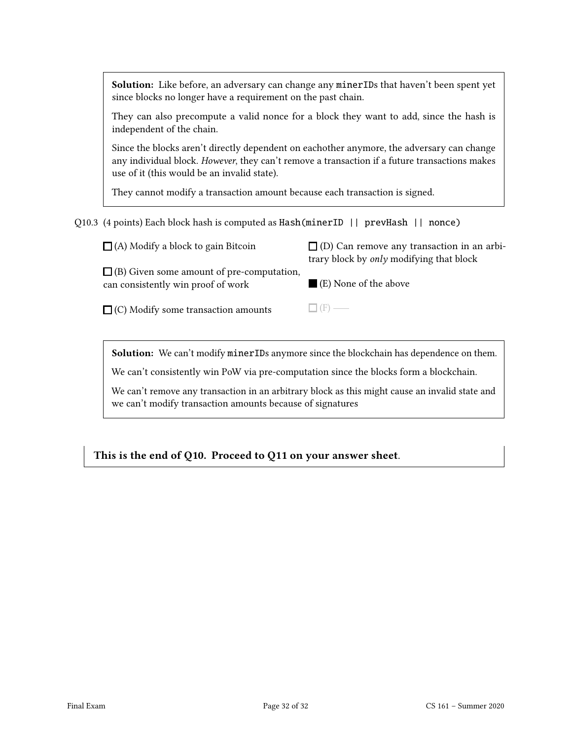**Solution:** Like before, an adversary can change any `minerID`s that haven't been spent yet since blocks no longer have a requirement on the past chain.

They can also precompute a valid nonce for a block they want to add, since the hash is independent of the chain.

Since the blocks aren't directly dependent on eachother anymore, the adversary can change any individual block. *However*, they can't remove a transaction if a future transactions makes use of it (this would be an invalid state).

They cannot modify a transaction amount because each transaction is signed.

Q10.3 (4 points) Each block hash is computed as `Hash(minerID || prevHash || nonce)`

- ☐ (A) Modify a block to gain Bitcoin
- ☐ (B) Given some amount of pre-computation, can consistently win proof of work
- ☐ (C) Modify some transaction amounts
- ☐ (D) Can remove any transaction in an arbitrary block by *only* modifying that block
- ■ (E) None of the above
- ☐ (F) ——

**Solution:** We can't modify `minerID`s anymore since the blockchain has dependence on them.

We can't consistently win PoW via pre-computation since the blocks form a blockchain.

We can't remove any transaction in an arbitrary block as this might cause an invalid state and we can't modify transaction amounts because of signatures

**This is the end of Q10. Proceed to Q11 on your answer sheet**.